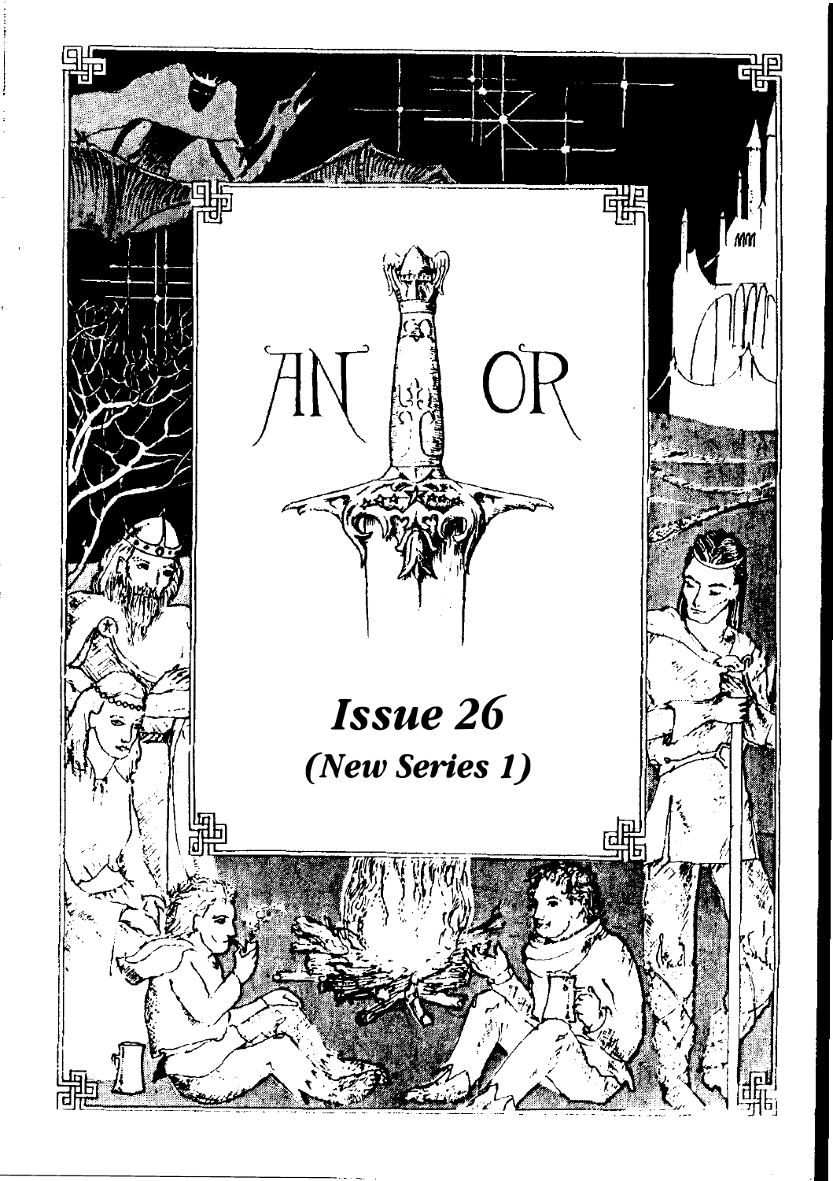# AN OR

***Issue 26***

***(New Series 1)***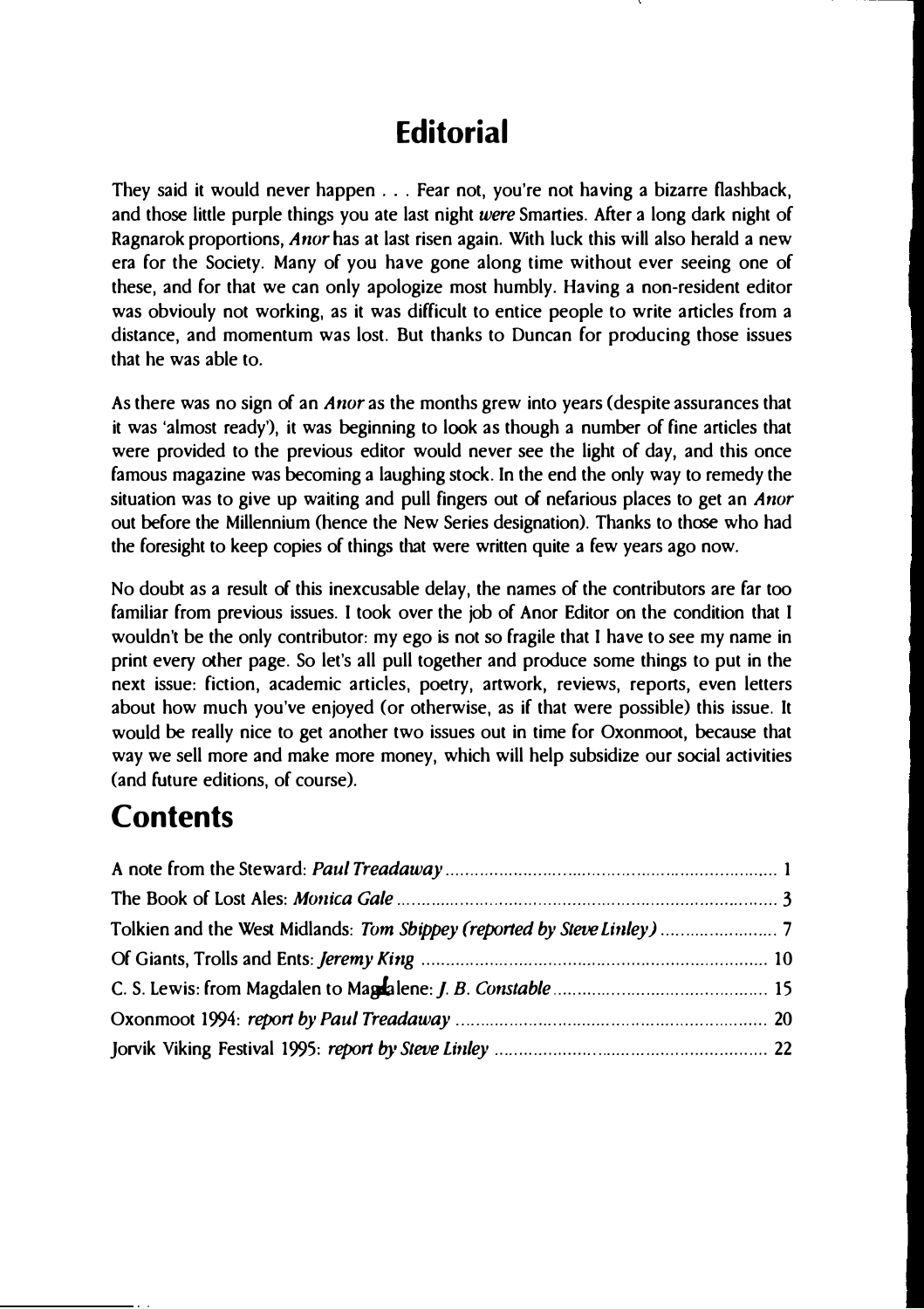# Editorial

They said it would never happen . . . Fear not, you're not having a bizarre flashback, and those little purple things you ate last night *were* Smarties. After a long dark night of Ragnarok proportions, *Anor* has at last risen again. With luck this will also herald a new era for the Society. Many of you have gone along time without ever seeing one of these, and for that we can only apologize most humbly. Having a non-resident editor was obviouly not working, as it was difficult to entice people to write articles from a distance, and momentum was lost. But thanks to Duncan for producing those issues that he was able to.

As there was no sign of an *Anor* as the months grew into years (despite assurances that it was 'almost ready'), it was beginning to look as though a number of fine articles that were provided to the previous editor would never see the light of day, and this once famous magazine was becoming a laughing stock. In the end the only way to remedy the situation was to give up waiting and pull fingers out of nefarious places to get an *Anor* out before the Millennium (hence the New Series designation). Thanks to those who had the foresight to keep copies of things that were written quite a few years ago now.

No doubt as a result of this inexcusable delay, the names of the contributors are far too familiar from previous issues. I took over the job of Anor Editor on the condition that I wouldn't be the only contributor: my ego is not so fragile that I have to see my name in print every other page. So let's all pull together and produce some things to put in the next issue: fiction, academic articles, poetry, artwork, reviews, reports, even letters about how much you've enjoyed (or otherwise, as if that were possible) this issue. It would be really nice to get another two issues out in time for Oxonmoot, because that way we sell more and make more money, which will help subsidize our social activities (and future editions, of course).

# Contents

A note from the Steward: *Paul Treadaway* .......... 1

The Book of Lost Ales: *Monica Gale* .......... 3

Tolkien and the West Midlands: *Tom Shippey (reported by Steve Linley)* .......... 7

Of Giants, Trolls and Ents: *Jeremy King* .......... 10

C. S. Lewis: from Magdalen to Magdalene: *J. B. Constable* .......... 15

Oxonmoot 1994: *report by Paul Treadaway* .......... 20

Jorvik Viking Festival 1995: *report by Steve Linley* .......... 22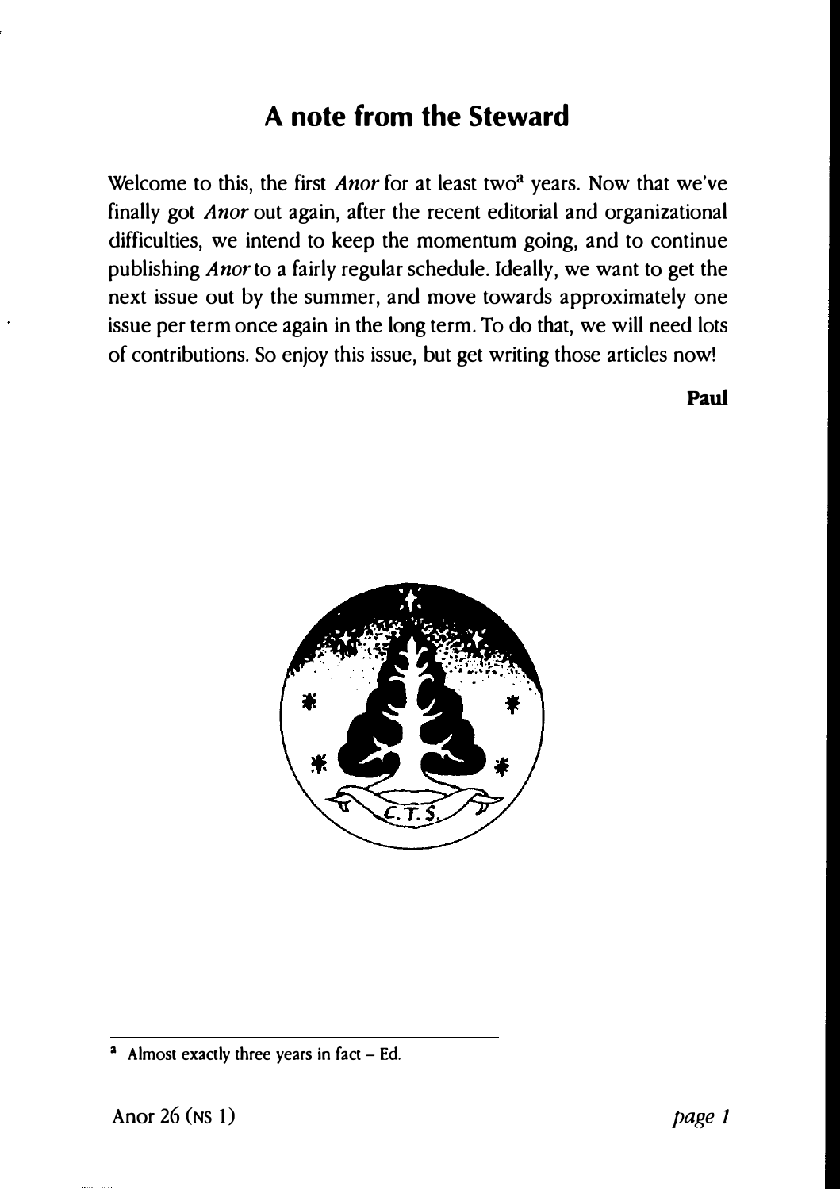# A note from the Steward

Welcome to this, the first *Anor* for at least two[a] years. Now that we've finally got *Anor* out again, after the recent editorial and organizational difficulties, we intend to keep the momentum going, and to continue publishing *Anor* to a fairly regular schedule. Ideally, we want to get the next issue out by the summer, and move towards approximately one issue per term once again in the long term. To do that, we will need lots of contributions. So enjoy this issue, but get writing those articles now!

**Paul**

---

[a] Almost exactly three years in fact – Ed.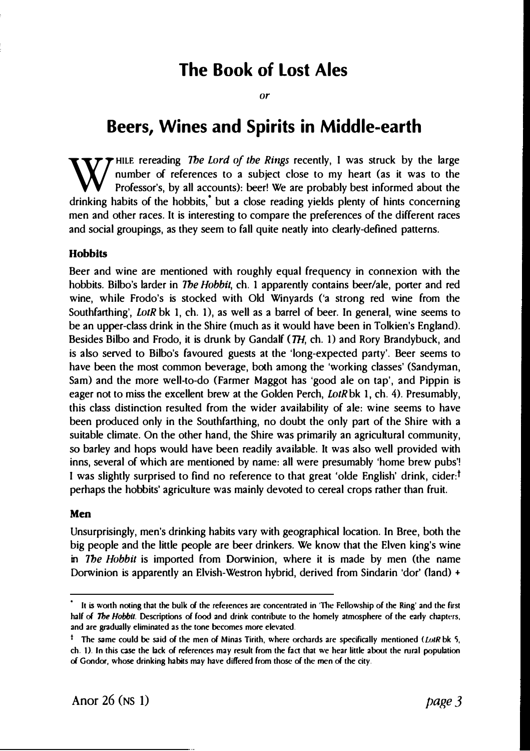# The Book of Lost Ales

*or*

# Beers, Wines and Spirits in Middle-earth

WHILE rereading *The Lord of the Rings* recently, I was struck by the large number of references to a subject close to my heart (as it was to the Professor's, by all accounts): beer! We are probably best informed about the drinking habits of the hobbits,* but a close reading yields plenty of hints concerning men and other races. It is interesting to compare the preferences of the different races and social groupings, as they seem to fall quite neatly into clearly-defined patterns.

### Hobbits

Beer and wine are mentioned with roughly equal frequency in connexion with the hobbits. Bilbo's larder in *The Hobbit*, ch. 1 apparently contains beer/ale, porter and red wine, while Frodo's is stocked with Old Winyards ('a strong red wine from the Southfarthing', *LotR* bk 1, ch. 1), as well as a barrel of beer. In general, wine seems to be an upper-class drink in the Shire (much as it would have been in Tolkien's England). Besides Bilbo and Frodo, it is drunk by Gandalf (*TH*, ch. 1) and Rory Brandybuck, and is also served to Bilbo's favoured guests at the 'long-expected party'. Beer seems to have been the most common beverage, both among the 'working classes' (Sandyman, Sam) and the more well-to-do (Farmer Maggot has 'good ale on tap', and Pippin is eager not to miss the excellent brew at the Golden Perch, *LotR* bk 1, ch. 4). Presumably, this class distinction resulted from the wider availability of ale: wine seems to have been produced only in the Southfarthing, no doubt the only part of the Shire with a suitable climate. On the other hand, the Shire was primarily an agricultural community, so barley and hops would have been readily available. It was also well provided with inns, several of which are mentioned by name: all were presumably 'home brew pubs'! I was slightly surprised to find no reference to that great 'olde English' drink, cider:† perhaps the hobbits' agriculture was mainly devoted to cereal crops rather than fruit.

### Men

Unsurprisingly, men's drinking habits vary with geographical location. In Bree, both the big people and the little people are beer drinkers. We know that the Elven king's wine in *The Hobbit* is imported from Dorwinion, where it is made by men (the name Dorwinion is apparently an Elvish-Westron hybrid, derived from Sindarin 'dor' (land) +

---

\* It is worth noting that the bulk of the references are concentrated in 'The Fellowship of the Ring' and the first half of *The Hobbit*. Descriptions of food and drink contribute to the homely atmosphere of the early chapters, and are gradually eliminated as the tone becomes more elevated.

† The same could be said of the men of Minas Tirith, where orchards are specifically mentioned (*LotR* bk 5, ch. 1). In this case the lack of references may result from the fact that we hear little about the rural population of Gondor, whose drinking habits may have differed from those of the men of the city.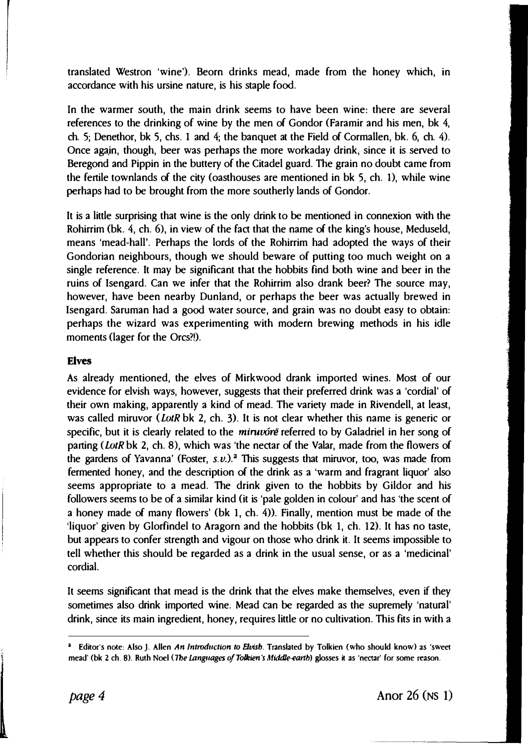translated Westron 'wine'). Beorn drinks mead, made from the honey which, in accordance with his ursine nature, is his staple food.

In the warmer south, the main drink seems to have been wine: there are several references to the drinking of wine by the men of Gondor (Faramir and his men, bk 4, ch. 5; Denethor, bk 5, chs. 1 and 4; the banquet at the Field of Cormallen, bk. 6, ch. 4). Once again, though, beer was perhaps the more workaday drink, since it is served to Beregond and Pippin in the buttery of the Citadel guard. The grain no doubt came from the fertile townlands of the city (oasthouses are mentioned in bk 5, ch. 1), while wine perhaps had to be brought from the more southerly lands of Gondor.

It is a little surprising that wine is the only drink to be mentioned in connexion with the Rohirrim (bk. 4, ch. 6), in view of the fact that the name of the king's house, Meduseld, means 'mead-hall'. Perhaps the lords of the Rohirrim had adopted the ways of their Gondorian neighbours, though we should beware of putting too much weight on a single reference. It may be significant that the hobbits find both wine and beer in the ruins of Isengard. Can we infer that the Rohirrim also drank beer? The source may, however, have been nearby Dunland, or perhaps the beer was actually brewed in Isengard. Saruman had a good water source, and grain was no doubt easy to obtain: perhaps the wizard was experimenting with modern brewing methods in his idle moments (lager for the Orcs?!).

### Elves

As already mentioned, the elves of Mirkwood drank imported wines. Most of our evidence for elvish ways, however, suggests that their preferred drink was a 'cordial' of their own making, apparently a kind of mead. The variety made in Rivendell, at least, was called miruvor (*LotR* bk 2, ch. 3). It is not clear whether this name is generic or specific, but it is clearly related to the *miruvórë* referred to by Galadriel in her song of parting (*LotR* bk 2, ch. 8), which was 'the nectar of the Valar, made from the flowers of the gardens of Yavanna' (Foster, *s.v.*).[a] This suggests that miruvor, too, was made from fermented honey, and the description of the drink as a 'warm and fragrant liquor' also seems appropriate to a mead. The drink given to the hobbits by Gildor and his followers seems to be of a similar kind (it is 'pale golden in colour' and has 'the scent of a honey made of many flowers' (bk 1, ch. 4)). Finally, mention must be made of the 'liquor' given by Glorfindel to Aragorn and the hobbits (bk 1, ch. 12). It has no taste, but appears to confer strength and vigour on those who drink it. It seems impossible to tell whether this should be regarded as a drink in the usual sense, or as a 'medicinal' cordial.

It seems significant that mead is the drink that the elves make themselves, even if they sometimes also drink imported wine. Mead can be regarded as the supremely 'natural' drink, since its main ingredient, honey, requires little or no cultivation. This fits in with a

---

[a] Editor's note: Also J. Allen *An Introduction to Elvish*. Translated by Tolkien (who should know) as 'sweet mead' (bk 2 ch. 8). Ruth Noel (*The Languages of Tolkien's Middle-earth*) glosses it as 'nectar' for some reason.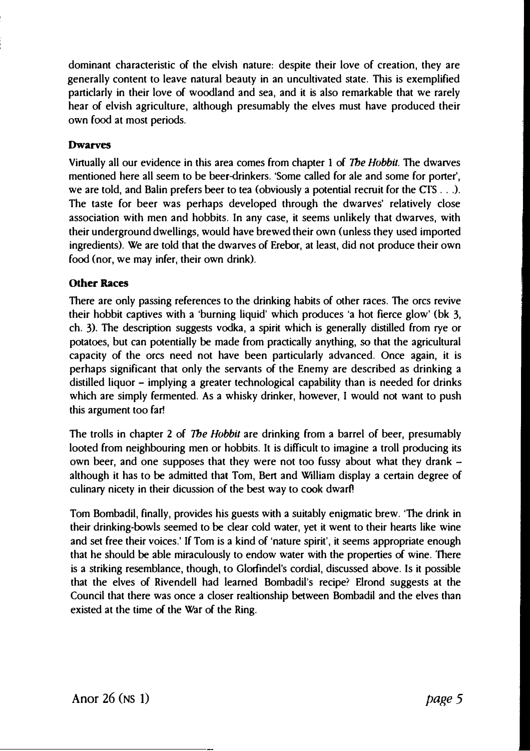dominant characteristic of the elvish nature: despite their love of creation, they are generally content to leave natural beauty in an uncultivated state. This is exemplified particlarly in their love of woodland and sea, and it is also remarkable that we rarely hear of elvish agriculture, although presumably the elves must have produced their own food at most periods.

### Dwarves

Virtually all our evidence in this area comes from chapter 1 of *The Hobbit*. The dwarves mentioned here all seem to be beer-drinkers. 'Some called for ale and some for porter', we are told, and Balin prefers beer to tea (obviously a potential recruit for the CTS . . .). The taste for beer was perhaps developed through the dwarves' relatively close association with men and hobbits. In any case, it seems unlikely that dwarves, with their underground dwellings, would have brewed their own (unless they used imported ingredients). We are told that the dwarves of Erebor, at least, did not produce their own food (nor, we may infer, their own drink).

### Other Races

There are only passing references to the drinking habits of other races. The orcs revive their hobbit captives with a 'burning liquid' which produces 'a hot fierce glow' (bk 3, ch. 3). The description suggests vodka, a spirit which is generally distilled from rye or potatoes, but can potentially be made from practically anything, so that the agricultural capacity of the orcs need not have been particularly advanced. Once again, it is perhaps significant that only the servants of the Enemy are described as drinking a distilled liquor – implying a greater technological capability than is needed for drinks which are simply fermented. As a whisky drinker, however, I would not want to push this argument too far!

The trolls in chapter 2 of *The Hobbit* are drinking from a barrel of beer, presumably looted from neighbouring men or hobbits. It is difficult to imagine a troll producing its own beer, and one supposes that they were not too fussy about what they drank – although it has to be admitted that Tom, Bert and William display a certain degree of culinary nicety in their dicussion of the best way to cook dwarf!

Tom Bombadil, finally, provides his guests with a suitably enigmatic brew. 'The drink in their drinking-bowls seemed to be clear cold water, yet it went to their hearts like wine and set free their voices.' If Tom is a kind of 'nature spirit', it seems appropriate enough that he should be able miraculously to endow water with the properties of wine. There is a striking resemblance, though, to Glorfindel's cordial, discussed above. Is it possible that the elves of Rivendell had learned Bombadil's recipe? Elrond suggests at the Council that there was once a closer realtionship between Bombadil and the elves than existed at the time of the War of the Ring.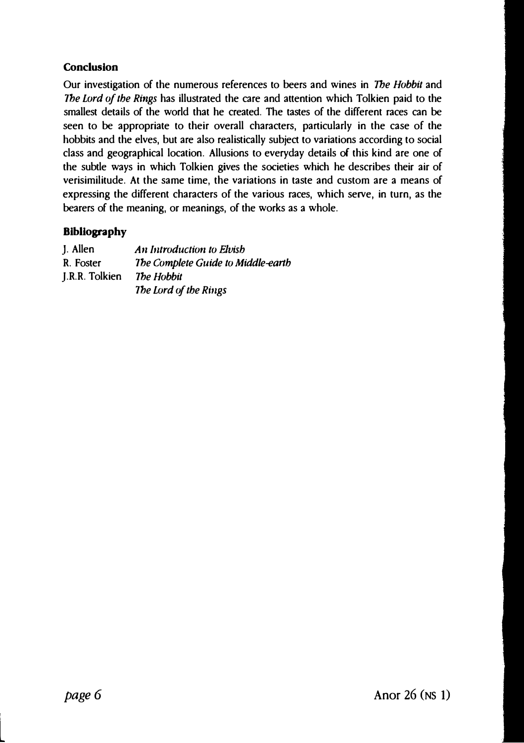## Conclusion

Our investigation of the numerous references to beers and wines in *The Hobbit* and *The Lord of the Rings* has illustrated the care and attention which Tolkien paid to the smallest details of the world that he created. The tastes of the different races can be seen to be appropriate to their overall characters, particularly in the case of the hobbits and the elves, but are also realistically subject to variations according to social class and geographical location. Allusions to everyday details of this kind are one of the subtle ways in which Tolkien gives the societies which he describes their air of verisimilitude. At the same time, the variations in taste and custom are a means of expressing the different characters of the various races, which serve, in turn, as the bearers of the meaning, or meanings, of the works as a whole.

## Bibliography

| | |
|---|---|
| J. Allen | *An Introduction to Elvish* |
| R. Foster | *The Complete Guide to Middle-earth* |
| J.R.R. Tolkien | *The Hobbit* |
| | *The Lord of the Rings* |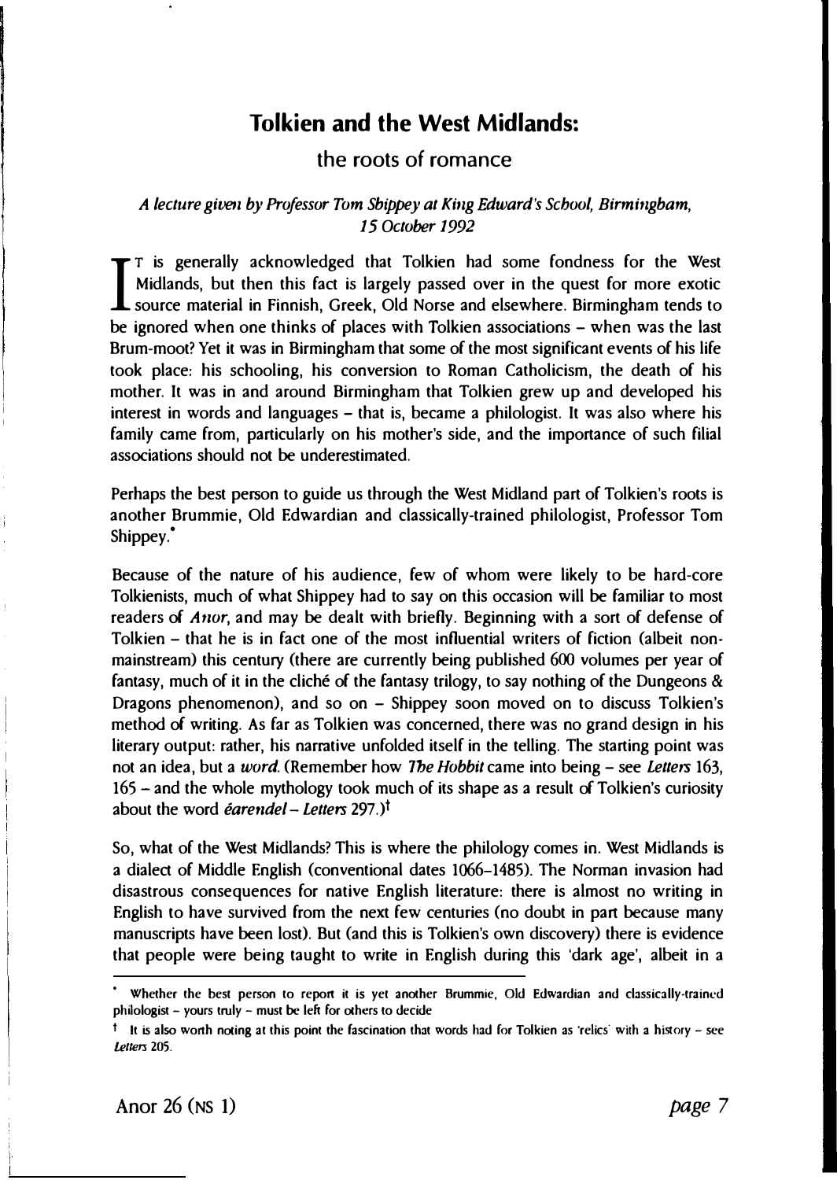# Tolkien and the West Midlands:

## the roots of romance

*A lecture given by Professor Tom Shippey at King Edward's School, Birmingham, 15 October 1992*

IT is generally acknowledged that Tolkien had some fondness for the West Midlands, but then this fact is largely passed over in the quest for more exotic source material in Finnish, Greek, Old Norse and elsewhere. Birmingham tends to be ignored when one thinks of places with Tolkien associations – when was the last Brum-moot? Yet it was in Birmingham that some of the most significant events of his life took place: his schooling, his conversion to Roman Catholicism, the death of his mother. It was in and around Birmingham that Tolkien grew up and developed his interest in words and languages – that is, became a philologist. It was also where his family came from, particularly on his mother's side, and the importance of such filial associations should not be underestimated.

Perhaps the best person to guide us through the West Midland part of Tolkien's roots is another Brummie, Old Edwardian and classically-trained philologist, Professor Tom Shippey.*

Because of the nature of his audience, few of whom were likely to be hard-core Tolkienists, much of what Shippey had to say on this occasion will be familiar to most readers of *Anor*, and may be dealt with briefly. Beginning with a sort of defense of Tolkien – that he is in fact one of the most influential writers of fiction (albeit non-mainstream) this century (there are currently being published 600 volumes per year of fantasy, much of it in the cliché of the fantasy trilogy, to say nothing of the Dungeons & Dragons phenomenon), and so on – Shippey soon moved on to discuss Tolkien's method of writing. As far as Tolkien was concerned, there was no grand design in his literary output: rather, his narrative unfolded itself in the telling. The starting point was not an idea, but a *word*. (Remember how *The Hobbit* came into being – see *Letters* 163, 165 – and the whole mythology took much of its shape as a result of Tolkien's curiosity about the word *éarendel* – *Letters* 297.)†

So, what of the West Midlands? This is where the philology comes in. West Midlands is a dialect of Middle English (conventional dates 1066–1485). The Norman invasion had disastrous consequences for native English literature: there is almost no writing in English to have survived from the next few centuries (no doubt in part because many manuscripts have been lost). But (and this is Tolkien's own discovery) there is evidence that people were being taught to write in English during this 'dark age', albeit in a

---

\* Whether the best person to report it is yet another Brummie, Old Edwardian and classically-trained philologist – yours truly – must be left for others to decide

† It is also worth noting at this point the fascination that words had for Tolkien as 'relics' with a history – see *Letters* 205.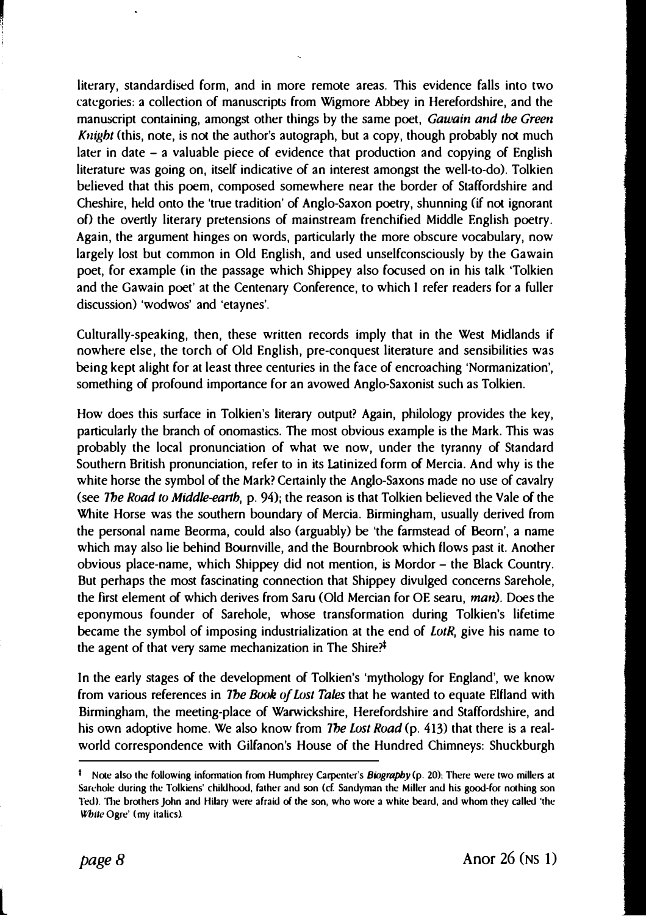literary, standardised form, and in more remote areas. This evidence falls into two categories: a collection of manuscripts from Wigmore Abbey in Herefordshire, and the manuscript containing, amongst other things by the same poet, *Gawain and the Green Knight* (this, note, is not the author's autograph, but a copy, though probably not much later in date – a valuable piece of evidence that production and copying of English literature was going on, itself indicative of an interest amongst the well-to-do). Tolkien believed that this poem, composed somewhere near the border of Staffordshire and Cheshire, held onto the 'true tradition' of Anglo-Saxon poetry, shunning (if not ignorant of) the overtly literary pretensions of mainstream frenchified Middle English poetry. Again, the argument hinges on words, particularly the more obscure vocabulary, now largely lost but common in Old English, and used unselfconsciously by the Gawain poet, for example (in the passage which Shippey also focused on in his talk 'Tolkien and the Gawain poet' at the Centenary Conference, to which I refer readers for a fuller discussion) 'wodwos' and 'etaynes'.

Culturally-speaking, then, these written records imply that in the West Midlands if nowhere else, the torch of Old English, pre-conquest literature and sensibilities was being kept alight for at least three centuries in the face of encroaching 'Normanization', something of profound importance for an avowed Anglo-Saxonist such as Tolkien.

How does this surface in Tolkien's literary output? Again, philology provides the key, particularly the branch of onomastics. The most obvious example is the Mark. This was probably the local pronunciation of what we now, under the tyranny of Standard Southern British pronunciation, refer to in its Latinized form of Mercia. And why is the white horse the symbol of the Mark? Certainly the Anglo-Saxons made no use of cavalry (see *The Road to Middle-earth*, p. 94); the reason is that Tolkien believed the Vale of the White Horse was the southern boundary of Mercia. Birmingham, usually derived from the personal name Beorma, could also (arguably) be 'the farmstead of Beorn', a name which may also lie behind Bournville, and the Bournbrook which flows past it. Another obvious place-name, which Shippey did not mention, is Mordor – the Black Country. But perhaps the most fascinating connection that Shippey divulged concerns Sarehole, the first element of which derives from Saru (Old Mercian for OE searu, *man*). Does the eponymous founder of Sarehole, whose transformation during Tolkien's lifetime became the symbol of imposing industrialization at the end of *LotR*, give his name to the agent of that very same mechanization in The Shire?‡

In the early stages of the development of Tolkien's 'mythology for England', we know from various references in *The Book of Lost Tales* that he wanted to equate Elfland with Birmingham, the meeting-place of Warwickshire, Herefordshire and Staffordshire, and his own adoptive home. We also know from *The Lost Road* (p. 413) that there is a real-world correspondence with Gilfanon's House of the Hundred Chimneys: Shuckburgh

‡ Note also the following information from Humphrey Carpenter's *Biography* (p. 20): There were two millers at Sarehole during the Tolkiens' childhood, father and son (cf. Sandyman the Miller and his good-for nothing son Ted). The brothers John and Hilary were afraid of the son, who wore a white beard, and whom they called 'the *White* Ogre' (my italics).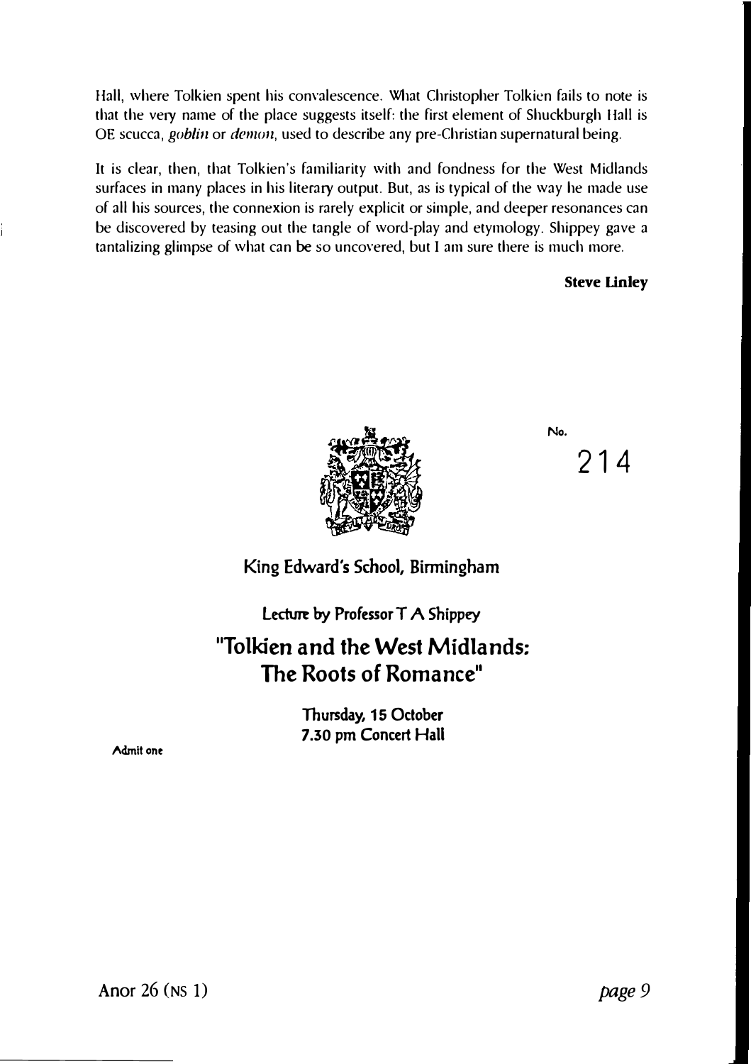Hall, where Tolkien spent his convalescence. What Christopher Tolkien fails to note is that the very name of the place suggests itself: the first element of Shuckburgh Hall is OE scucca, *goblin* or *demon*, used to describe any pre-Christian supernatural being.

It is clear, then, that Tolkien's familiarity with and fondness for the West Midlands surfaces in many places in his literary output. But, as is typical of the way he made use of all his sources, the connexion is rarely explicit or simple, and deeper resonances can be discovered by teasing out the tangle of word-play and etymology. Shippey gave a tantalizing glimpse of what can be so uncovered, but I am sure there is much more.

**Steve Linley**

No.

214

King Edward's School, Birmingham

Lecture by Professor T A Shippey

## "Tolkien and the West Midlands: The Roots of Romance"

Thursday, 15 October
7.30 pm Concert Hall

Admit one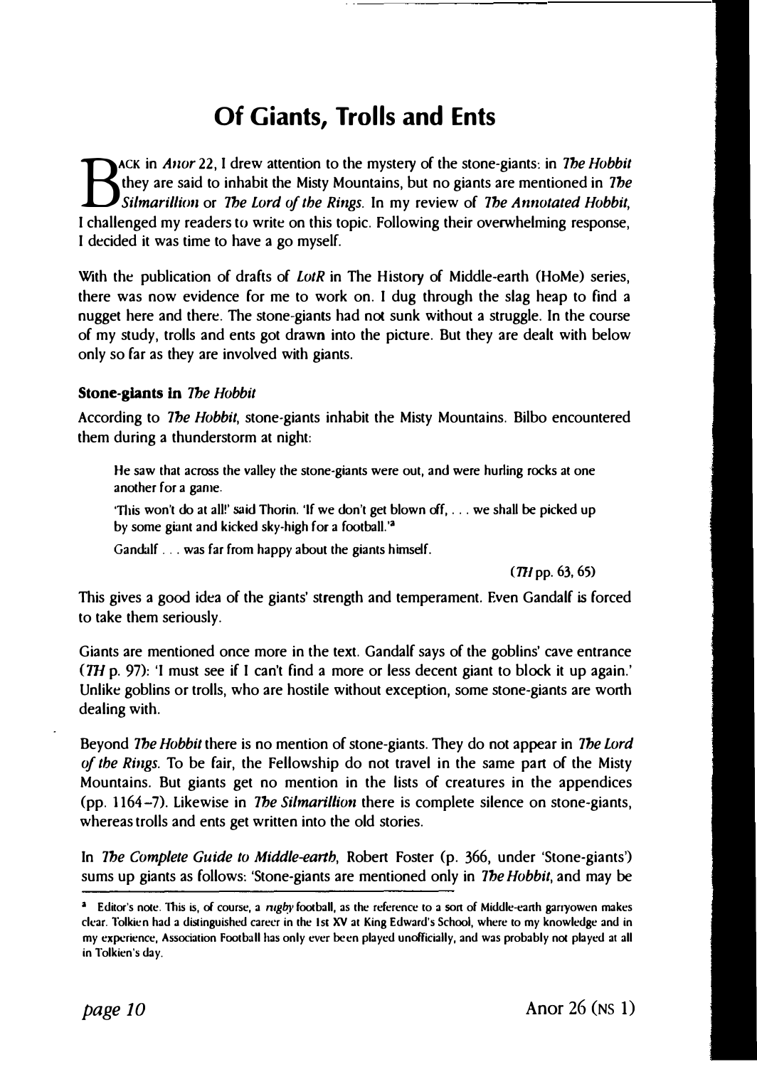# Of Giants, Trolls and Ents

Back in *Anor* 22, I drew attention to the mystery of the stone-giants: in *The Hobbit* they are said to inhabit the Misty Mountains, but no giants are mentioned in *The Silmarillion* or *The Lord of the Rings*. In my review of *The Annotated Hobbit*, I challenged my readers to write on this topic. Following their overwhelming response, I decided it was time to have a go myself.

With the publication of drafts of *LotR* in The History of Middle-earth (HoMe) series, there was now evidence for me to work on. I dug through the slag heap to find a nugget here and there. The stone-giants had not sunk without a struggle. In the course of my study, trolls and ents got drawn into the picture. But they are dealt with below only so far as they are involved with giants.

### Stone-giants in *The Hobbit*

According to *The Hobbit*, stone-giants inhabit the Misty Mountains. Bilbo encountered them during a thunderstorm at night:

> He saw that across the valley the stone-giants were out, and were hurling rocks at one another for a game.
>
> 'This won't do at all!' said Thorin. 'If we don't get blown off, . . . we shall be picked up by some giant and kicked sky-high for a football.'[a]
>
> Gandalf . . . was far from happy about the giants himself.
>
> (*TH* pp. 63, 65)

This gives a good idea of the giants' strength and temperament. Even Gandalf is forced to take them seriously.

Giants are mentioned once more in the text. Gandalf says of the goblins' cave entrance (*TH* p. 97): 'I must see if I can't find a more or less decent giant to block it up again.' Unlike goblins or trolls, who are hostile without exception, some stone-giants are worth dealing with.

Beyond *The Hobbit* there is no mention of stone-giants. They do not appear in *The Lord of the Rings*. To be fair, the Fellowship do not travel in the same part of the Misty Mountains. But giants get no mention in the lists of creatures in the appendices (pp. 1164–7). Likewise in *The Silmarillion* there is complete silence on stone-giants, whereas trolls and ents get written into the old stories.

In *The Complete Guide to Middle-earth*, Robert Foster (p. 366, under 'Stone-giants') sums up giants as follows: 'Stone-giants are mentioned only in *The Hobbit*, and may be

---

[a] Editor's note. This is, of course, a *rugby* football, as the reference to a sort of Middle-earth garryowen makes clear. Tolkien had a distinguished career in the 1st XV at King Edward's School, where to my knowledge and in my experience, Association Football has only ever been played unofficially, and was probably not played at all in Tolkien's day.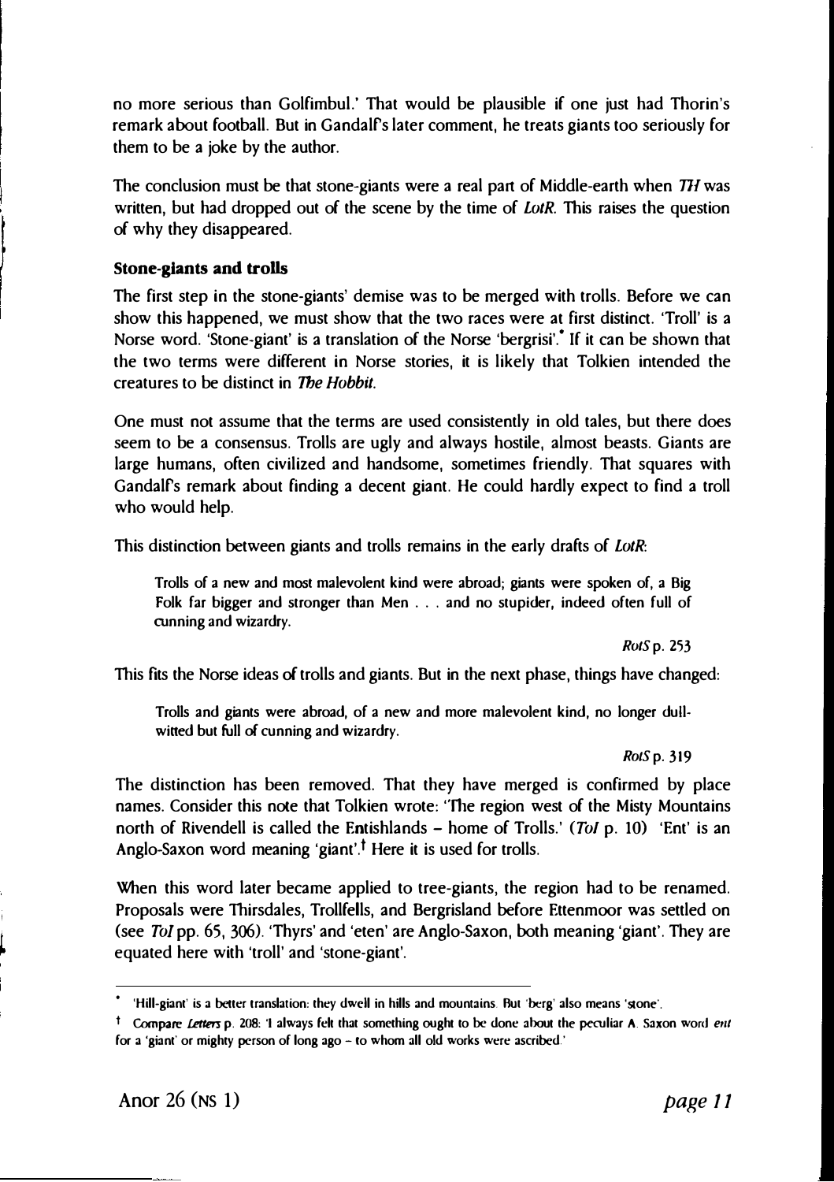no more serious than Golfimbul.' That would be plausible if one just had Thorin's remark about football. But in Gandalf's later comment, he treats giants too seriously for them to be a joke by the author.

The conclusion must be that stone-giants were a real part of Middle-earth when *TH* was written, but had dropped out of the scene by the time of *LotR*. This raises the question of why they disappeared.

### Stone-giants and trolls

The first step in the stone-giants' demise was to be merged with trolls. Before we can show this happened, we must show that the two races were at first distinct. 'Troll' is a Norse word. 'Stone-giant' is a translation of the Norse 'bergrisi'.* If it can be shown that the two terms were different in Norse stories, it is likely that Tolkien intended the creatures to be distinct in *The Hobbit*.

One must not assume that the terms are used consistently in old tales, but there does seem to be a consensus. Trolls are ugly and always hostile, almost beasts. Giants are large humans, often civilized and handsome, sometimes friendly. That squares with Gandalf's remark about finding a decent giant. He could hardly expect to find a troll who would help.

This distinction between giants and trolls remains in the early drafts of *LotR*:

> Trolls of a new and most malevolent kind were abroad; giants were spoken of, a Big Folk far bigger and stronger than Men . . . and no stupider, indeed often full of cunning and wizardry.
>
> *RotS* p. 253

This fits the Norse ideas of trolls and giants. But in the next phase, things have changed:

> Trolls and giants were abroad, of a new and more malevolent kind, no longer dull-witted but full of cunning and wizardry.
>
> *RotS* p. 319

The distinction has been removed. That they have merged is confirmed by place names. Consider this note that Tolkien wrote: "The region west of the Misty Mountains north of Rivendell is called the Entishlands – home of Trolls.' (*ToI* p. 10) 'Ent' is an Anglo-Saxon word meaning 'giant'.† Here it is used for trolls.

When this word later became applied to tree-giants, the region had to be renamed. Proposals were Thirsdales, Trollfells, and Bergrisland before Ettenmoor was settled on (see *ToI* pp. 65, 306). 'Thyrs' and 'eten' are Anglo-Saxon, both meaning 'giant'. They are equated here with 'troll' and 'stone-giant'.

---

\* 'Hill-giant' is a better translation: they dwell in hills and mountains. But 'berg' also means 'stone'.

† Compare *Letters* p. 208: 'I always felt that something ought to be done about the peculiar A. Saxon word *ent* for a 'giant' or mighty person of long ago – to whom all old works were ascribed.'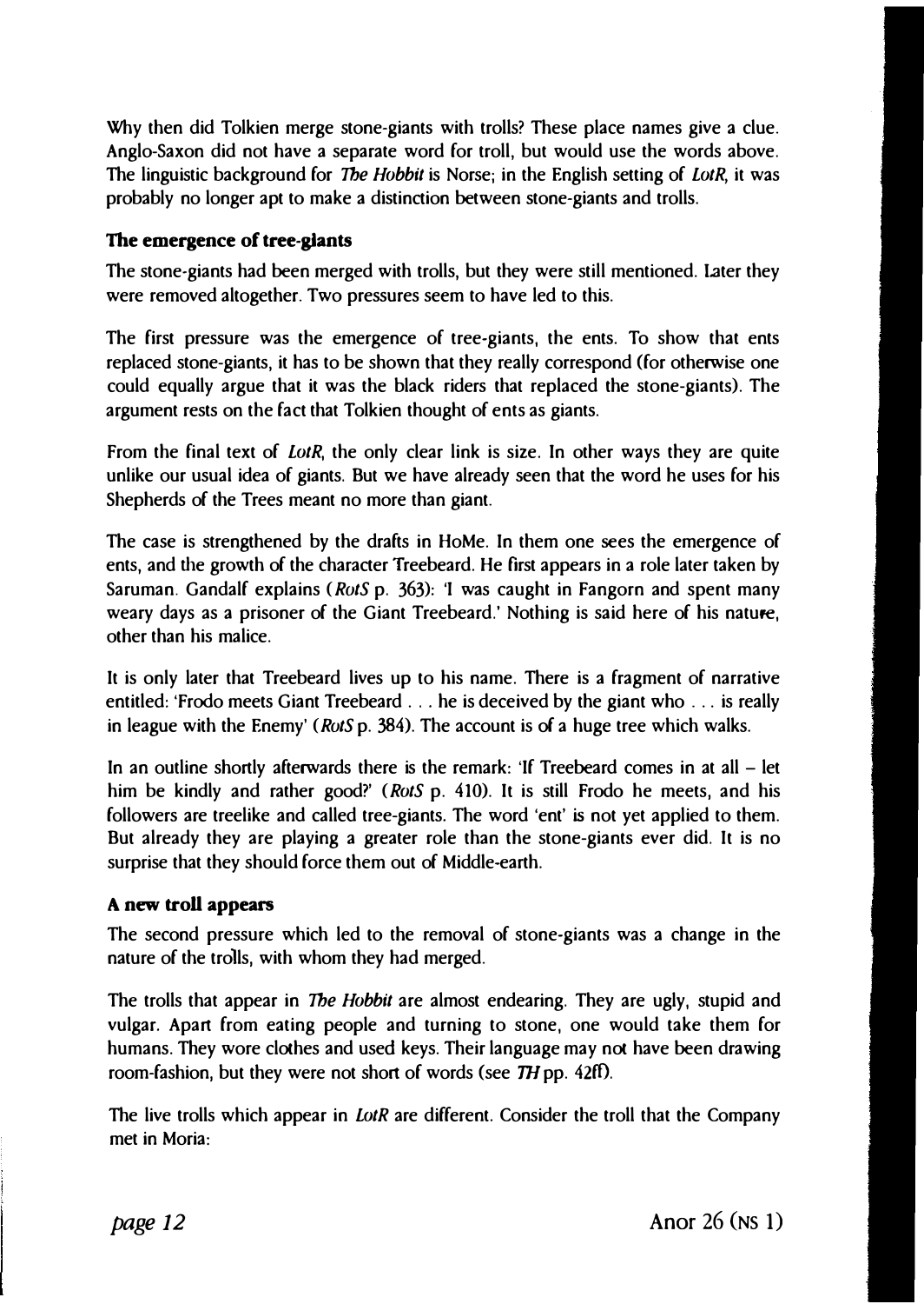Why then did Tolkien merge stone-giants with trolls? These place names give a clue. Anglo-Saxon did not have a separate word for troll, but would use the words above. The linguistic background for *The Hobbit* is Norse; in the English setting of *LotR*, it was probably no longer apt to make a distinction between stone-giants and trolls.

### The emergence of tree-giants

The stone-giants had been merged with trolls, but they were still mentioned. Later they were removed altogether. Two pressures seem to have led to this.

The first pressure was the emergence of tree-giants, the ents. To show that ents replaced stone-giants, it has to be shown that they really correspond (for otherwise one could equally argue that it was the black riders that replaced the stone-giants). The argument rests on the fact that Tolkien thought of ents as giants.

From the final text of *LotR*, the only clear link is size. In other ways they are quite unlike our usual idea of giants. But we have already seen that the word he uses for his Shepherds of the Trees meant no more than giant.

The case is strengthened by the drafts in HoMe. In them one sees the emergence of ents, and the growth of the character Treebeard. He first appears in a role later taken by Saruman. Gandalf explains (*RotS* p. 363): 'I was caught in Fangorn and spent many weary days as a prisoner of the Giant Treebeard.' Nothing is said here of his nature, other than his malice.

It is only later that Treebeard lives up to his name. There is a fragment of narrative entitled: 'Frodo meets Giant Treebeard . . . he is deceived by the giant who . . . is really in league with the Enemy' (*RotS* p. 384). The account is of a huge tree which walks.

In an outline shortly afterwards there is the remark: 'If Treebeard comes in at all – let him be kindly and rather good?' (*RotS* p. 410). It is still Frodo he meets, and his followers are treelike and called tree-giants. The word 'ent' is not yet applied to them. But already they are playing a greater role than the stone-giants ever did. It is no surprise that they should force them out of Middle-earth.

### A new troll appears

The second pressure which led to the removal of stone-giants was a change in the nature of the trolls, with whom they had merged.

The trolls that appear in *The Hobbit* are almost endearing. They are ugly, stupid and vulgar. Apart from eating people and turning to stone, one would take them for humans. They wore clothes and used keys. Their language may not have been drawing room-fashion, but they were not short of words (see *TH* pp. 42ff).

The live trolls which appear in *LotR* are different. Consider the troll that the Company met in Moria: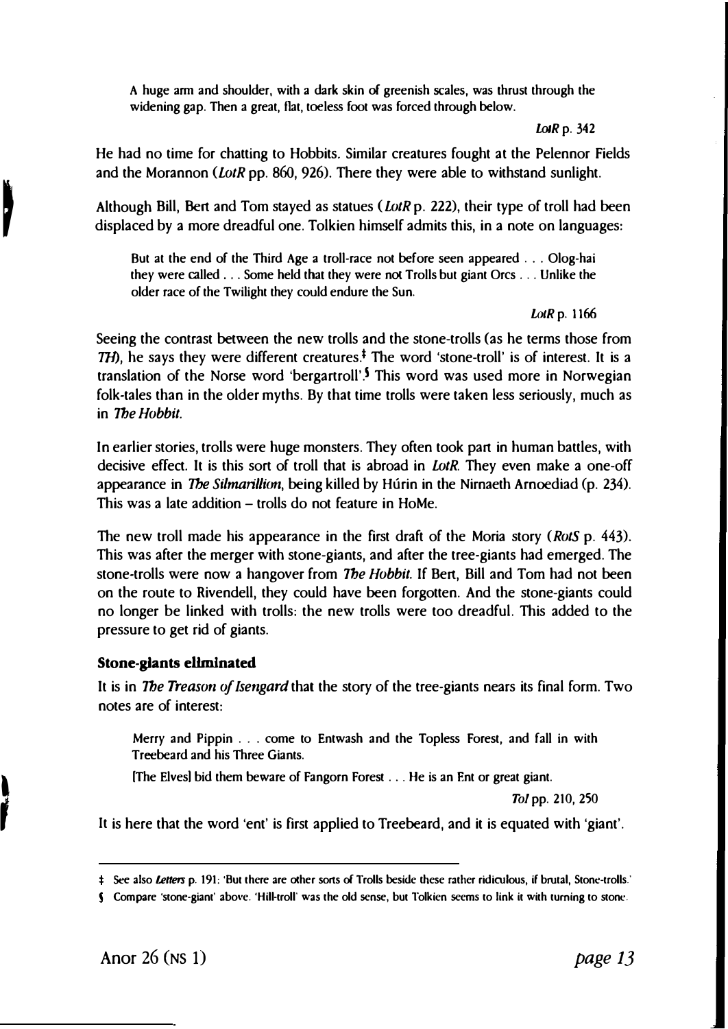> A huge arm and shoulder, with a dark skin of greenish scales, was thrust through the widening gap. Then a great, flat, toeless foot was forced through below.
>
> *LotR* p. 342

He had no time for chatting to Hobbits. Similar creatures fought at the Pelennor Fields and the Morannon (*LotR* pp. 860, 926). There they were able to withstand sunlight.

Although Bill, Bert and Tom stayed as statues (*LotR* p. 222), their type of troll had been displaced by a more dreadful one. Tolkien himself admits this, in a note on languages:

> But at the end of the Third Age a troll-race not before seen appeared . . . Olog-hai they were called . . . Some held that they were not Trolls but giant Orcs . . . Unlike the older race of the Twilight they could endure the Sun.
>
> *LotR* p. 1166

Seeing the contrast between the new trolls and the stone-trolls (as he terms those from *TH*), he says they were different creatures.‡ The word 'stone-troll' is of interest. It is a translation of the Norse word 'bergartroll'.§ This word was used more in Norwegian folk-tales than in the older myths. By that time trolls were taken less seriously, much as in *The Hobbit*.

In earlier stories, trolls were huge monsters. They often took part in human battles, with decisive effect. It is this sort of troll that is abroad in *LotR*. They even make a one-off appearance in *The Silmarillion*, being killed by Húrin in the Nirnaeth Arnoediad (p. 234). This was a late addition – trolls do not feature in HoMe.

The new troll made his appearance in the first draft of the Moria story (*RotS* p. 443). This was after the merger with stone-giants, and after the tree-giants had emerged. The stone-trolls were now a hangover from *The Hobbit*. If Bert, Bill and Tom had not been on the route to Rivendell, they could have been forgotten. And the stone-giants could no longer be linked with trolls: the new trolls were too dreadful. This added to the pressure to get rid of giants.

### Stone-giants eliminated

It is in *The Treason of Isengard* that the story of the tree-giants nears its final form. Two notes are of interest:

> Merry and Pippin . . . come to Entwash and the Topless Forest, and fall in with Treebeard and his Three Giants.
>
> [The Elves] bid them beware of Fangorn Forest . . . He is an Ent or great giant.
>
> *ToI* pp. 210, 250

It is here that the word 'ent' is first applied to Treebeard, and it is equated with 'giant'.

---

‡ See also *Letters* p. 191: 'But there are other sorts of Trolls beside these rather ridiculous, if brutal, Stone-trolls.'

§ Compare 'stone-giant' above. 'Hill-troll' was the old sense, but Tolkien seems to link it with turning to stone.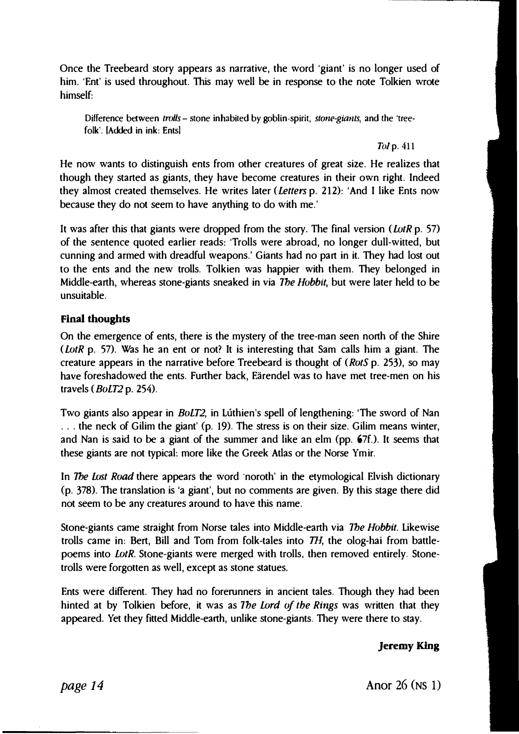Once the Treebeard story appears as narrative, the word 'giant' is no longer used of him. 'Ent' is used throughout. This may well be in response to the note Tolkien wrote himself:

> Difference between *trolls* – stone inhabited by goblin-spirit, *stone-giants*, and the 'tree-folk'. [Added in ink: Ents]
>
> *ToI* p. 411

He now wants to distinguish ents from other creatures of great size. He realizes that though they started as giants, they have become creatures in their own right. Indeed they almost created themselves. He writes later (*Letters* p. 212): 'And I like Ents now because they do not seem to have anything to do with me.'

It was after this that giants were dropped from the story. The final version (*LotR* p. 57) of the sentence quoted earlier reads: 'Trolls were abroad, no longer dull-witted, but cunning and armed with dreadful weapons.' Giants had no part in it. They had lost out to the ents and the new trolls. Tolkien was happier with them. They belonged in Middle-earth, whereas stone-giants sneaked in via *The Hobbit*, but were later held to be unsuitable.

## Final thoughts

On the emergence of ents, there is the mystery of the tree-man seen north of the Shire (*LotR* p. 57). Was he an ent or not? It is interesting that Sam calls him a giant. The creature appears in the narrative before Treebeard is thought of (*RotS* p. 253), so may have foreshadowed the ents. Further back, Eärendel was to have met tree-men on his travels (*BoLT2* p. 254).

Two giants also appear in *BoLT2*, in Lúthien's spell of lengthening: 'The sword of Nan . . . the neck of Gilim the giant' (p. 19). The stress is on their size. Gilim means winter, and Nan is said to be a giant of the summer and like an elm (pp. 67f.). It seems that these giants are not typical: more like the Greek Atlas or the Norse Ymir.

In *The Lost Road* there appears the word 'noroth' in the etymological Elvish dictionary (p. 378). The translation is 'a giant', but no comments are given. By this stage there did not seem to be any creatures around to have this name.

Stone-giants came straight from Norse tales into Middle-earth via *The Hobbit*. Likewise trolls came in: Bert, Bill and Tom from folk-tales into *TH*, the olog-hai from battle-poems into *LotR*. Stone-giants were merged with trolls, then removed entirely. Stone-trolls were forgotten as well, except as stone statues.

Ents were different. They had no forerunners in ancient tales. Though they had been hinted at by Tolkien before, it was as *The Lord of the Rings* was written that they appeared. Yet they fitted Middle-earth, unlike stone-giants. They were there to stay.

**Jeremy King**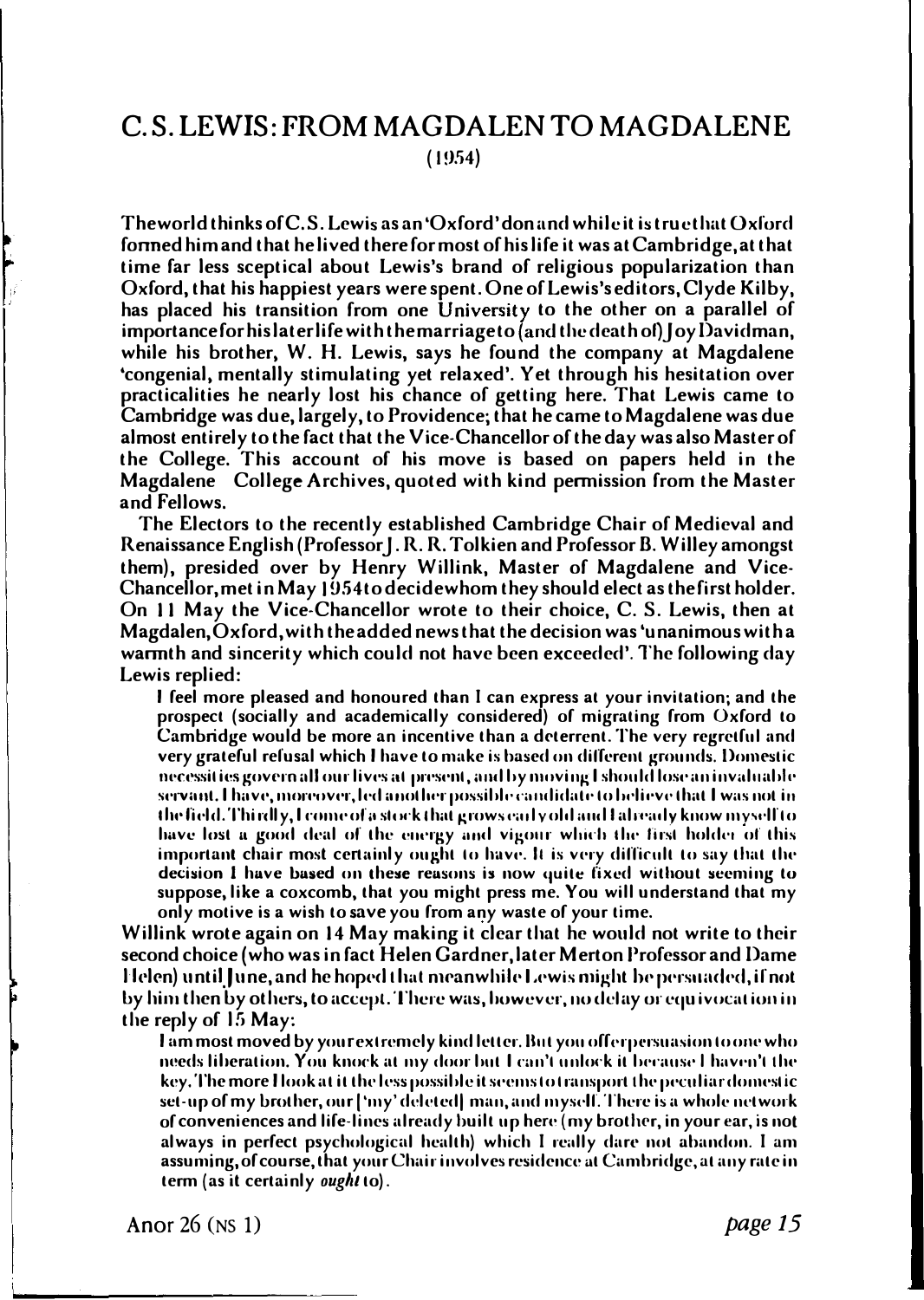# C. S. LEWIS: FROM MAGDALEN TO MAGDALENE

(1954)

The world thinks of C. S. Lewis as an 'Oxford' don and while it is true that Oxford formed him and that he lived there for most of his life it was at Cambridge, at that time far less sceptical about Lewis's brand of religious popularization than Oxford, that his happiest years were spent. One of Lewis's editors, Clyde Kilby, has placed his transition from one University to the other on a parallel of importance for his later life with the marriage to (and the death of) Joy Davidman, while his brother, W. H. Lewis, says he found the company at Magdalene 'congenial, mentally stimulating yet relaxed'. Yet through his hesitation over practicalities he nearly lost his chance of getting here. That Lewis came to Cambridge was due, largely, to Providence; that he came to Magdalene was due almost entirely to the fact that the Vice-Chancellor of the day was also Master of the College. This account of his move is based on papers held in the Magdalene College Archives, quoted with kind permission from the Master and Fellows.

The Electors to the recently established Cambridge Chair of Medieval and Renaissance English (Professor J. R. R. Tolkien and Professor B. Willey amongst them), presided over by Henry Willink, Master of Magdalene and Vice-Chancellor, met in May 1954 to decide whom they should elect as the first holder. On 11 May the Vice-Chancellor wrote to their choice, C. S. Lewis, then at Magdalen, Oxford, with the added news that the decision was 'unanimous with a warmth and sincerity which could not have been exceeded'. The following day Lewis replied:

> I feel more pleased and honoured than I can express at your invitation; and the prospect (socially and academically considered) of migrating from Oxford to Cambridge would be more an incentive than a deterrent. The very regretful and very grateful refusal which I have to make is based on different grounds. Domestic necessities govern all our lives at present, and by moving I should lose an invaluable servant. I have, moreover, led another possible candidate to believe that I was not in the field. Thirdly, I come of a stock that grows early old and I already know myself to have lost a good deal of the energy and vigour which the first holder of this important chair most certainly ought to have. It is very difficult to say that the decision I have based on these reasons is now quite fixed without seeming to suppose, like a coxcomb, that you might press me. You will understand that my only motive is a wish to save you from any waste of your time.

Willink wrote again on 14 May making it clear that he would not write to their second choice (who was in fact Helen Gardner, later Merton Professor and Dame Helen) until June, and he hoped that meanwhile Lewis might be persuaded, if not by him then by others, to accept. There was, however, no delay or equivocation in the reply of 15 May:

> I am most moved by your extremely kind letter. But you offer persuasion to one who needs liberation. You knock at my door but I can't unlock it because I haven't the key. The more I look at it the less possible it seems to transport the peculiar domestic set-up of my brother, our ['my' deleted] man, and myself. There is a whole network of conveniences and life-lines already built up here (my brother, in your ear, is not always in perfect psychological health) which I really dare not abandon. I am assuming, of course, that your Chair involves residence at Cambridge, at any rate in term (as it certainly *ought* to).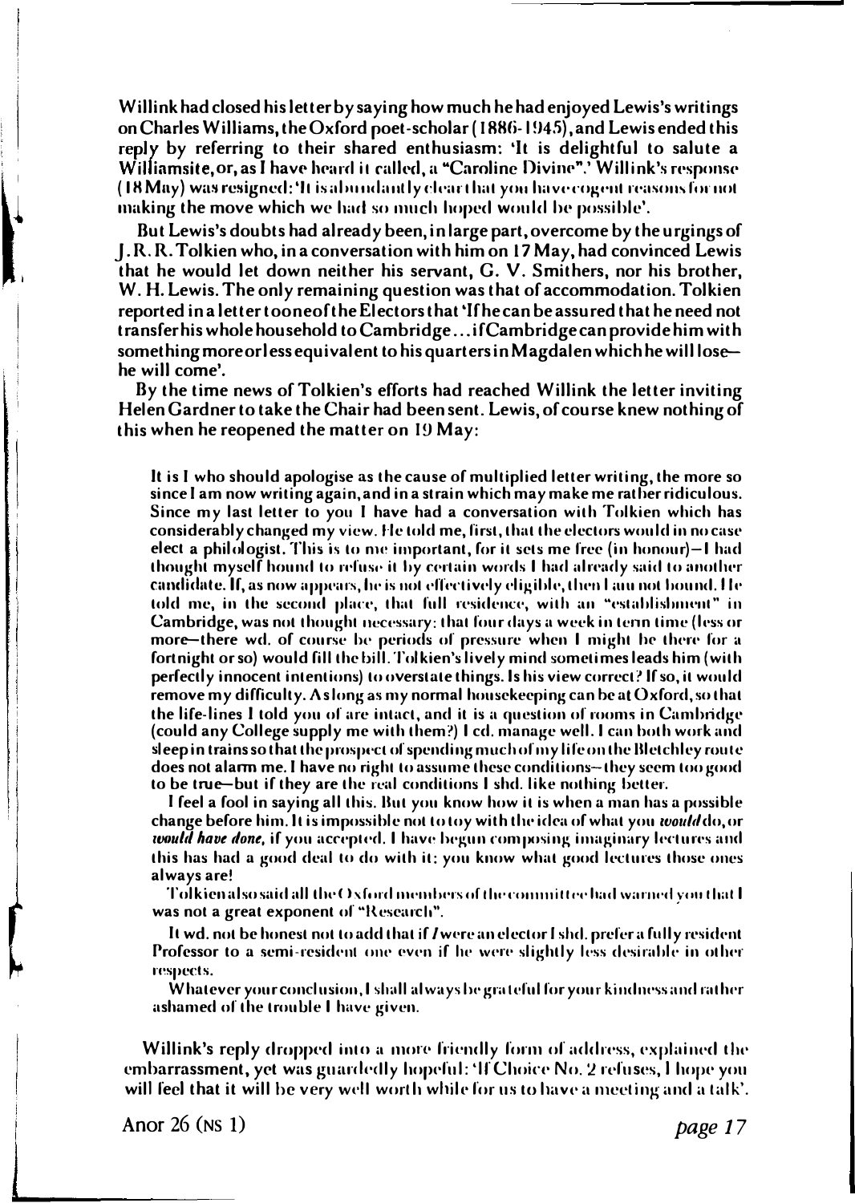Willink had closed his letter by saying how much he had enjoyed Lewis's writings on Charles Williams, the Oxford poet-scholar (1886-1945), and Lewis ended this reply by referring to their shared enthusiasm: 'It is delightful to salute a Williamsite, or, as I have heard it called, a "Caroline Divine".' Willink's response (18 May) was resigned: 'It is abundantly clear that you have cogent reasons for not making the move which we had so much hoped would be possible'.

But Lewis's doubts had already been, in large part, overcome by the urgings of J. R. R. Tolkien who, in a conversation with him on 17 May, had convinced Lewis that he would let down neither his servant, G. V. Smithers, nor his brother, W. H. Lewis. The only remaining question was that of accommodation. Tolkien reported in a letter to one of the Electors that 'If he can be assured that he need not transfer his whole household to Cambridge ... if Cambridge can provide him with something more or less equivalent to his quarters in Magdalen which he will lose—he will come'.

By the time news of Tolkien's efforts had reached Willink the letter inviting Helen Gardner to take the Chair had been sent. Lewis, of course knew nothing of this when he reopened the matter on 19 May:

> It is I who should apologise as the cause of multiplied letter writing, the more so since I am now writing again, and in a strain which may make me rather ridiculous. Since my last letter to you I have had a conversation with Tolkien which has considerably changed my view. He told me, first, that the electors would in no case elect a philologist. This is to me important, for it sets me free (in honour)—I had thought myself bound to refuse it by certain words I had already said to another candidate. If, as now appears, he is not effectively eligible, then I am not bound. He told me, in the second place, that full residence, with an "establishment" in Cambridge, was not thought necessary: that four days a week in term time (less or more—there wd. of course be periods of pressure when I might be there for a fortnight or so) would fill the bill. Tolkien's lively mind sometimes leads him (with perfectly innocent intentions) to overstate things. Is his view correct? If so, it would remove my difficulty. As long as my normal housekeeping can be at Oxford, so that the life-lines I told you of are intact, and it is a question of rooms in Cambridge (could any College supply me with them?) I cd. manage well. I can both work and sleep in trains so that the prospect of spending much of my life on the Bletchley route does not alarm me. I have no right to assume these conditions—they seem too good to be true—but if they are the real conditions I shd. like nothing better.
>
> I feel a fool in saying all this. But you know how it is when a man has a possible change before him. It is impossible not to toy with the idea of what you *would* do, or *would have done*, if you accepted. I have begun composing imaginary lectures and this has had a good deal to do with it: you know what good lectures those ones always are!
>
> Tolkien also said all the Oxford members of the committee had warned you that I was not a great exponent of "Research".
>
> It wd. not be honest not to add that if *I* were an elector I shd. prefer a fully resident Professor to a semi-resident one even if he were slightly less desirable in other respects.
>
> Whatever your conclusion, I shall always be grateful for your kindness and rather ashamed of the trouble I have given.

Willink's reply dropped into a more friendly form of address, explained the embarrassment, yet was guardedly hopeful: 'If Choice No. 2 refuses, I hope you will feel that it will be very well worth while for us to have a meeting and a talk'.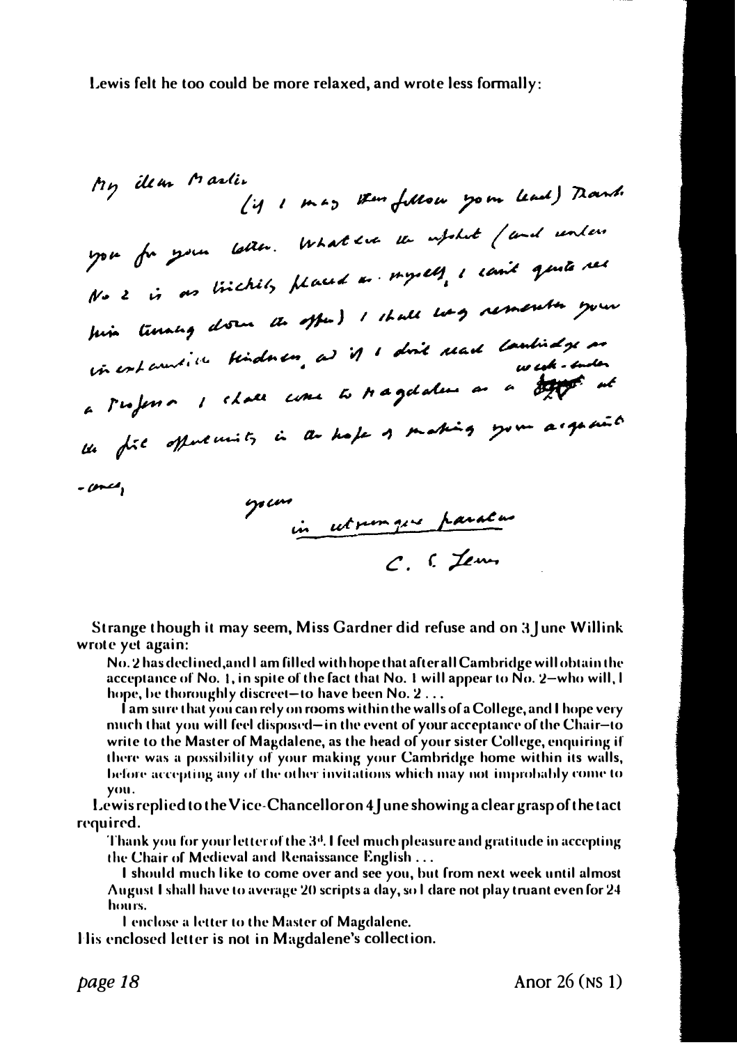Lewis felt he too could be more relaxed, and wrote less formally:

My dear Martin

(if I may thus follow your lead) Thank you for your letter. Whatever the upshot (and unless No 2 is as luckily placed as myself, I can't quite see him turning down the offer) I shall long remember your uncharacteristic kindness, and if I don't read Cambridge as a Professor I shall come to Magdalene as a week-ender at the first opportunity in the hope of making your acquaintance,

yours

in utrumque paratus

C. S. Lewis

Strange though it may seem, Miss Gardner did refuse and on 3 June Willink wrote yet again:

> No. 2 has declined, and I am filled with hope that after all Cambridge will obtain the acceptance of No. 1, in spite of the fact that No. 1 will appear to No. 2—who will, I hope, be thoroughly discreet—to have been No. 2 . . .
>
> I am sure that you can rely on rooms within the walls of a College, and I hope very much that you will feel disposed—in the event of your acceptance of the Chair—to write to the Master of Magdalene, as the head of your sister College, enquiring if there was a possibility of your making your Cambridge home within its walls, before accepting any of the other invitations which may not improbably come to you.

Lewis replied to the Vice-Chancellor on 4 June showing a clear grasp of the tact required.

> Thank you for your letter of the 3rd. I feel much pleasure and gratitude in accepting the Chair of Medieval and Renaissance English . . .
>
> I should much like to come over and see you, but from next week until almost August I shall have to average 20 scripts a day, so I dare not play truant even for 24 hours.
>
> I enclose a letter to the Master of Magdalene.

His enclosed letter is not in Magdalene's collection.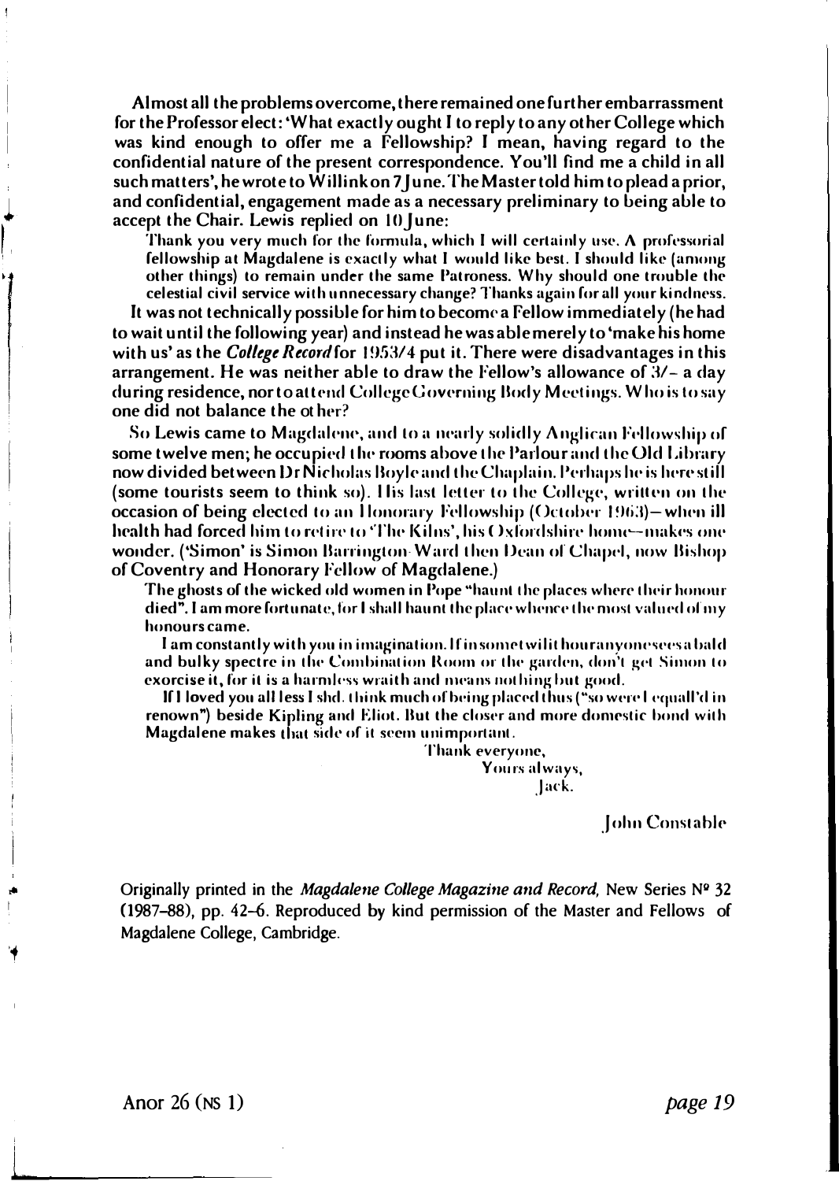Almost all the problems overcome, there remained one further embarrassment for the Professor elect: 'What exactly ought I to reply to any other College which was kind enough to offer me a Fellowship? I mean, having regard to the confidential nature of the present correspondence. You'll find me a child in all such matters', he wrote to Willink on 7 June. The Master told him to plead a prior, and confidential, engagement made as a necessary preliminary to being able to accept the Chair. Lewis replied on 10 June:

> Thank you very much for the formula, which I will certainly use. A professorial fellowship at Magdalene is exactly what I would like best. I should like (among other things) to remain under the same Patroness. Why should one trouble the celestial civil service with unnecessary change? Thanks again for all your kindness.

It was not technically possible for him to become a Fellow immediately (he had to wait until the following year) and instead he was able merely to 'make his home with us' as the *College Record* for 1953/4 put it. There were disadvantages in this arrangement. He was neither able to draw the Fellow's allowance of 3/- a day during residence, nor to attend College Governing Body Meetings. Who is to say one did not balance the other?

So Lewis came to Magdalene, and to a nearly solidly Anglican Fellowship of some twelve men; he occupied the rooms above the Parlour and the Old Library now divided between Dr Nicholas Boyle and the Chaplain. Perhaps he is here still (some tourists seem to think so). His last letter to the College, written on the occasion of being elected to an Honorary Fellowship (October 1963)—when ill health had forced him to retire to 'The Kilns', his Oxfordshire home—makes one wonder. ('Simon' is Simon Barrington-Ward then Dean of Chapel, now Bishop of Coventry and Honorary Fellow of Magdalene.)

> The ghosts of the wicked old women in Pope "haunt the places where their honour died". I am more fortunate, for I shall haunt the place whence the most valued of my honours came.
>
> I am constantly with you in imagination. If in some twilit hour anyone sees a bald and bulky spectre in the Combination Room or the garden, don't get Simon to exorcise it, for it is a harmless wraith and means nothing but good.
>
> If I loved you all less I shd. think much of being placed thus ("so were I equall'd in renown") beside Kipling and Eliot. But the closer and more domestic bond with Magdalene makes that side of it seem unimportant.
>
> Thank everyone,
>
> Yours always,
>
> Jack.

John Constable

Originally printed in the *Magdalene College Magazine and Record*, New Series Nº 32 (1987–88), pp. 42–6. Reproduced by kind permission of the Master and Fellows of Magdalene College, Cambridge.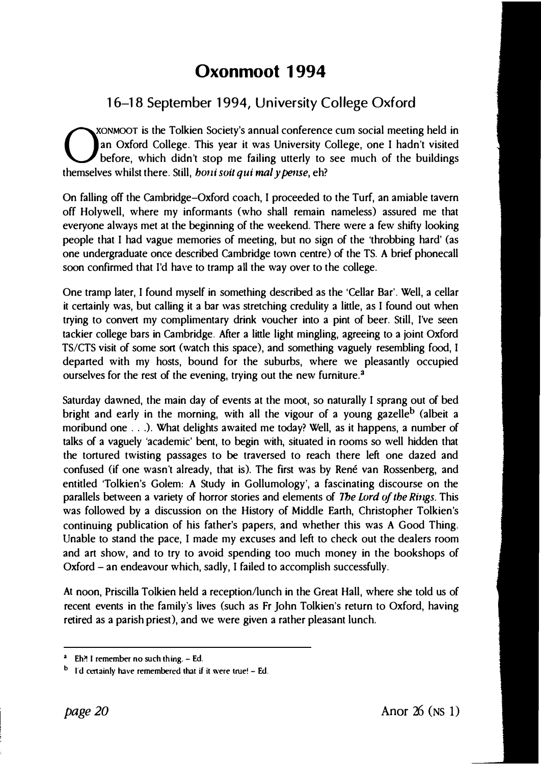# Oxonmoot 1994

## 16–18 September 1994, University College Oxford

OXONMOOT is the Tolkien Society's annual conference cum social meeting held in an Oxford College. This year it was University College, one I hadn't visited before, which didn't stop me failing utterly to see much of the buildings themselves whilst there. Still, *honi soit qui mal y pense*, eh?

On falling off the Cambridge–Oxford coach, I proceeded to the Turf, an amiable tavern off Holywell, where my informants (who shall remain nameless) assured me that everyone always met at the beginning of the weekend. There were a few shifty looking people that I had vague memories of meeting, but no sign of the 'throbbing hard' (as one undergraduate once described Cambridge town centre) of the TS. A brief phonecall soon confirmed that I'd have to tramp all the way over to the college.

One tramp later, I found myself in something described as the 'Cellar Bar'. Well, a cellar it certainly was, but calling it a bar was stretching credulity a little, as I found out when trying to convert my complimentary drink voucher into a pint of beer. Still, I've seen tackier college bars in Cambridge. After a little light mingling, agreeing to a joint Oxford TS/CTS visit of some sort (watch this space), and something vaguely resembling food, I departed with my hosts, bound for the suburbs, where we pleasantly occupied ourselves for the rest of the evening, trying out the new furniture.[a]

Saturday dawned, the main day of events at the moot, so naturally I sprang out of bed bright and early in the morning, with all the vigour of a young gazelle[b] (albeit a moribund one . . .). What delights awaited me today? Well, as it happens, a number of talks of a vaguely 'academic' bent, to begin with, situated in rooms so well hidden that the tortured twisting passages to be traversed to reach there left one dazed and confused (if one wasn't already, that is). The first was by René van Rossenberg, and entitled 'Tolkien's Golem: A Study in Gollumology', a fascinating discourse on the parallels between a variety of horror stories and elements of *The Lord of the Rings*. This was followed by a discussion on the History of Middle Earth, Christopher Tolkien's continuing publication of his father's papers, and whether this was A Good Thing. Unable to stand the pace, I made my excuses and left to check out the dealers room and art show, and to try to avoid spending too much money in the bookshops of Oxford – an endeavour which, sadly, I failed to accomplish successfully.

At noon, Priscilla Tolkien held a reception/lunch in the Great Hall, where she told us of recent events in the family's lives (such as Fr John Tolkien's return to Oxford, having retired as a parish priest), and we were given a rather pleasant lunch.

---

[a] Eh?! I remember no such thing. – Ed.

[b] I'd certainly have remembered that if it were true! – Ed.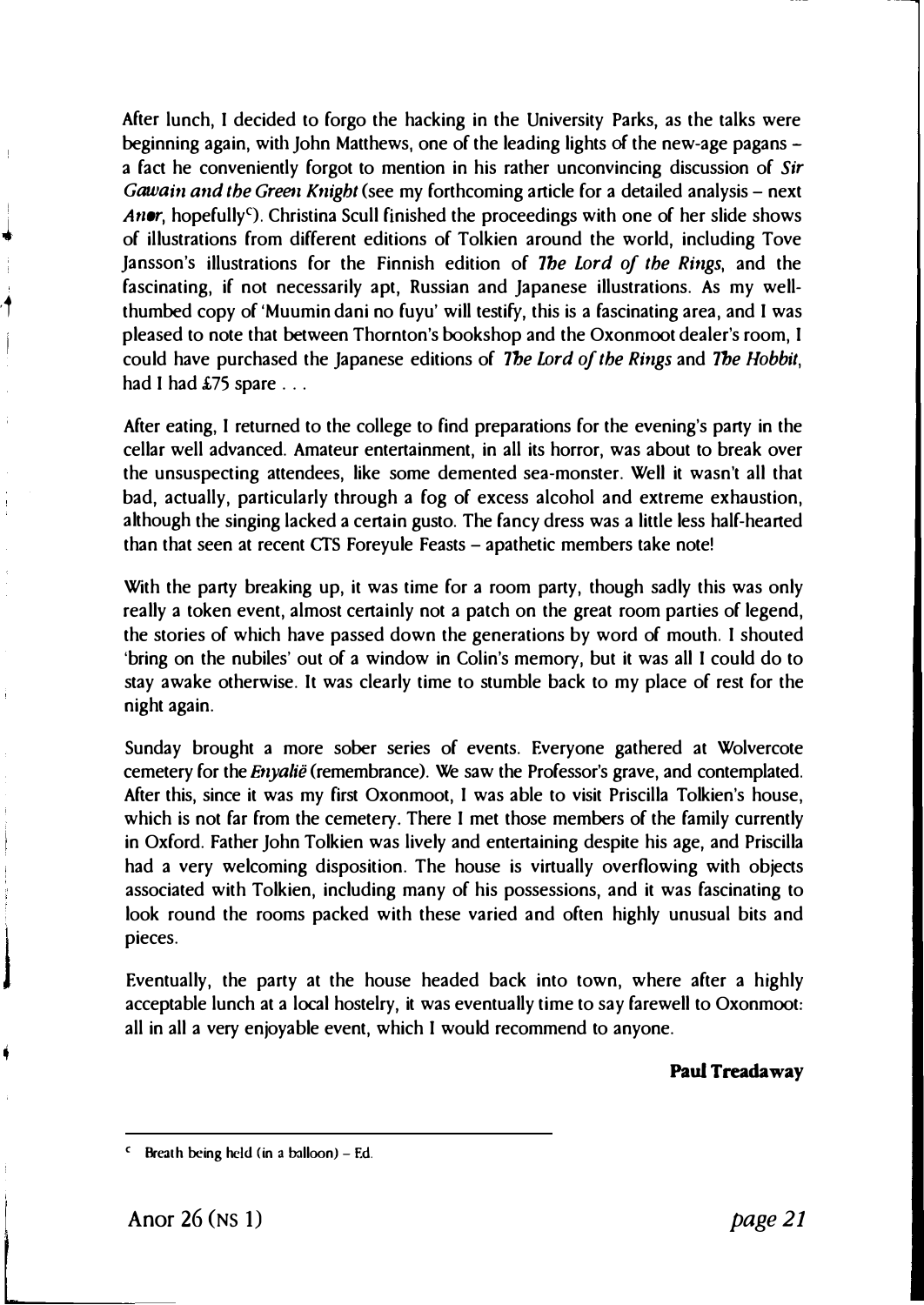After lunch, I decided to forgo the hacking in the University Parks, as the talks were beginning again, with John Matthews, one of the leading lights of the new-age pagans – a fact he conveniently forgot to mention in his rather unconvincing discussion of ***Sir Gawain and the Green Knight*** (see my forthcoming article for a detailed analysis – next *Anor*, hopefully[c]). Christina Scull finished the proceedings with one of her slide shows of illustrations from different editions of Tolkien around the world, including Tove Jansson's illustrations for the Finnish edition of *The Lord of the Rings*, and the fascinating, if not necessarily apt, Russian and Japanese illustrations. As my well-thumbed copy of 'Muumin dani no fuyu' will testify, this is a fascinating area, and I was pleased to note that between Thornton's bookshop and the Oxonmoot dealer's room, I could have purchased the Japanese editions of *The Lord of the Rings* and *The Hobbit*, had I had £75 spare . . .

After eating, I returned to the college to find preparations for the evening's party in the cellar well advanced. Amateur entertainment, in all its horror, was about to break over the unsuspecting attendees, like some demented sea-monster. Well it wasn't all that bad, actually, particularly through a fog of excess alcohol and extreme exhaustion, although the singing lacked a certain gusto. The fancy dress was a little less half-hearted than that seen at recent CTS Foreyule Feasts – apathetic members take note!

With the party breaking up, it was time for a room party, though sadly this was only really a token event, almost certainly not a patch on the great room parties of legend, the stories of which have passed down the generations by word of mouth. I shouted 'bring on the nubiles' out of a window in Colin's memory, but it was all I could do to stay awake otherwise. It was clearly time to stumble back to my place of rest for the night again.

Sunday brought a more sober series of events. Everyone gathered at Wolvercote cemetery for the *Enyalië* (remembrance). We saw the Professor's grave, and contemplated. After this, since it was my first Oxonmoot, I was able to visit Priscilla Tolkien's house, which is not far from the cemetery. There I met those members of the family currently in Oxford. Father John Tolkien was lively and entertaining despite his age, and Priscilla had a very welcoming disposition. The house is virtually overflowing with objects associated with Tolkien, including many of his possessions, and it was fascinating to look round the rooms packed with these varied and often highly unusual bits and pieces.

Eventually, the party at the house headed back into town, where after a highly acceptable lunch at a local hostelry, it was eventually time to say farewell to Oxonmoot: all in all a very enjoyable event, which I would recommend to anyone.

**Paul Treadaway**

---

[c] Breath being held (in a balloon) – Ed.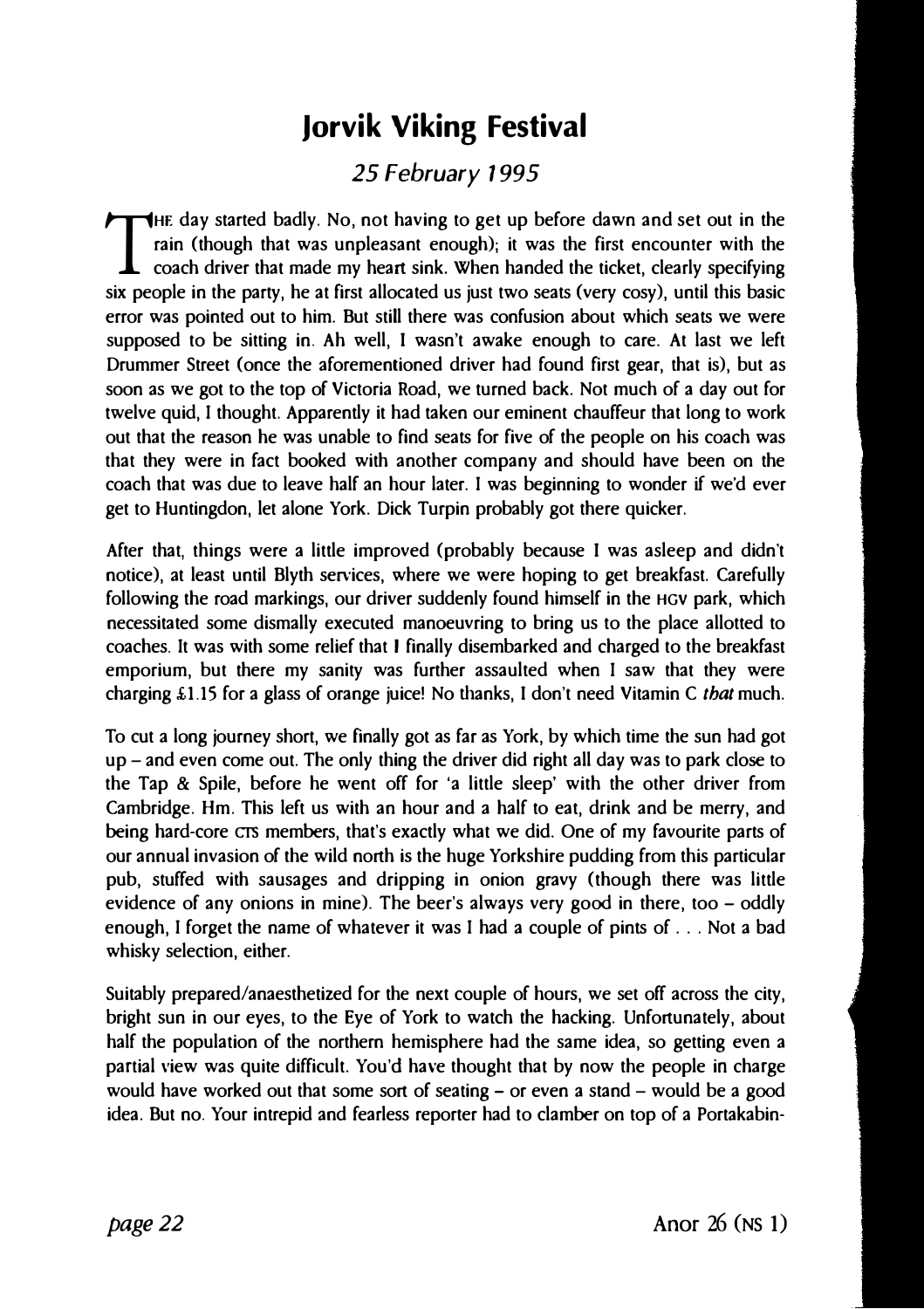# Jorvik Viking Festival

*25 February 1995*

THE day started badly. No, not having to get up before dawn and set out in the rain (though that was unpleasant enough); it was the first encounter with the coach driver that made my heart sink. When handed the ticket, clearly specifying six people in the party, he at first allocated us just two seats (very cosy), until this basic error was pointed out to him. But still there was confusion about which seats we were supposed to be sitting in. Ah well, I wasn't awake enough to care. At last we left Drummer Street (once the aforementioned driver had found first gear, that is), but as soon as we got to the top of Victoria Road, we turned back. Not much of a day out for twelve quid, I thought. Apparently it had taken our eminent chauffeur that long to work out that the reason he was unable to find seats for five of the people on his coach was that they were in fact booked with another company and should have been on the coach that was due to leave half an hour later. I was beginning to wonder if we'd ever get to Huntingdon, let alone York. Dick Turpin probably got there quicker.

After that, things were a little improved (probably because I was asleep and didn't notice), at least until Blyth services, where we were hoping to get breakfast. Carefully following the road markings, our driver suddenly found himself in the HGV park, which necessitated some dismally executed manoeuvring to bring us to the place allotted to coaches. It was with some relief that I finally disembarked and charged to the breakfast emporium, but there my sanity was further assaulted when I saw that they were charging £1.15 for a glass of orange juice! No thanks, I don't need Vitamin C *that* much.

To cut a long journey short, we finally got as far as York, by which time the sun had got up – and even come out. The only thing the driver did right all day was to park close to the Tap & Spile, before he went off for 'a little sleep' with the other driver from Cambridge. Hm. This left us with an hour and a half to eat, drink and be merry, and being hard-core CTS members, that's exactly what we did. One of my favourite parts of our annual invasion of the wild north is the huge Yorkshire pudding from this particular pub, stuffed with sausages and dripping in onion gravy (though there was little evidence of any onions in mine). The beer's always very good in there, too – oddly enough, I forget the name of whatever it was I had a couple of pints of . . . Not a bad whisky selection, either.

Suitably prepared/anaesthetized for the next couple of hours, we set off across the city, bright sun in our eyes, to the Eye of York to watch the hacking. Unfortunately, about half the population of the northern hemisphere had the same idea, so getting even a partial view was quite difficult. You'd have thought that by now the people in charge would have worked out that some sort of seating – or even a stand – would be a good idea. But no. Your intrepid and fearless reporter had to clamber on top of a Portakabin-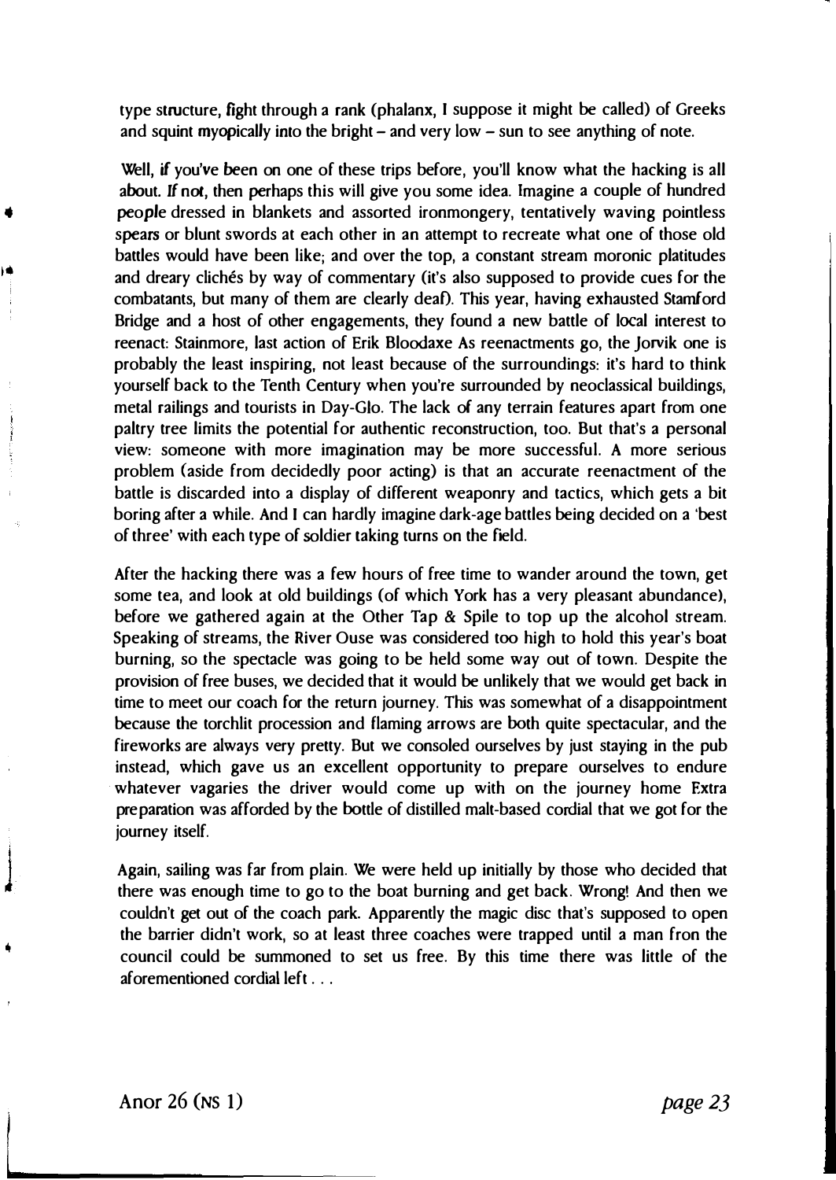type structure, fight through a rank (phalanx, I suppose it might be called) of Greeks and squint myopically into the bright – and very low – sun to see anything of note.

Well, if you've been on one of these trips before, you'll know what the hacking is all about. If not, then perhaps this will give you some idea. Imagine a couple of hundred people dressed in blankets and assorted ironmongery, tentatively waving pointless spears or blunt swords at each other in an attempt to recreate what one of those old battles would have been like; and over the top, a constant stream moronic platitudes and dreary clichés by way of commentary (it's also supposed to provide cues for the combatants, but many of them are clearly deaf). This year, having exhausted Stamford Bridge and a host of other engagements, they found a new battle of local interest to reenact: Stainmore, last action of Erik Bloodaxe As reenactments go, the Jorvik one is probably the least inspiring, not least because of the surroundings: it's hard to think yourself back to the Tenth Century when you're surrounded by neoclassical buildings, metal railings and tourists in Day-Glo. The lack of any terrain features apart from one paltry tree limits the potential for authentic reconstruction, too. But that's a personal view: someone with more imagination may be more successful. A more serious problem (aside from decidedly poor acting) is that an accurate reenactment of the battle is discarded into a display of different weaponry and tactics, which gets a bit boring after a while. And I can hardly imagine dark-age battles being decided on a 'best of three' with each type of soldier taking turns on the field.

After the hacking there was a few hours of free time to wander around the town, get some tea, and look at old buildings (of which York has a very pleasant abundance), before we gathered again at the Other Tap & Spile to top up the alcohol stream. Speaking of streams, the River Ouse was considered too high to hold this year's boat burning, so the spectacle was going to be held some way out of town. Despite the provision of free buses, we decided that it would be unlikely that we would get back in time to meet our coach for the return journey. This was somewhat of a disappointment because the torchlit procession and flaming arrows are both quite spectacular, and the fireworks are always very pretty. But we consoled ourselves by just staying in the pub instead, which gave us an excellent opportunity to prepare ourselves to endure whatever vagaries the driver would come up with on the journey home Extra preparation was afforded by the bottle of distilled malt-based cordial that we got for the journey itself.

Again, sailing was far from plain. We were held up initially by those who decided that there was enough time to go to the boat burning and get back. Wrong! And then we couldn't get out of the coach park. Apparently the magic disc that's supposed to open the barrier didn't work, so at least three coaches were trapped until a man fron the council could be summoned to set us free. By this time there was little of the aforementioned cordial left . . .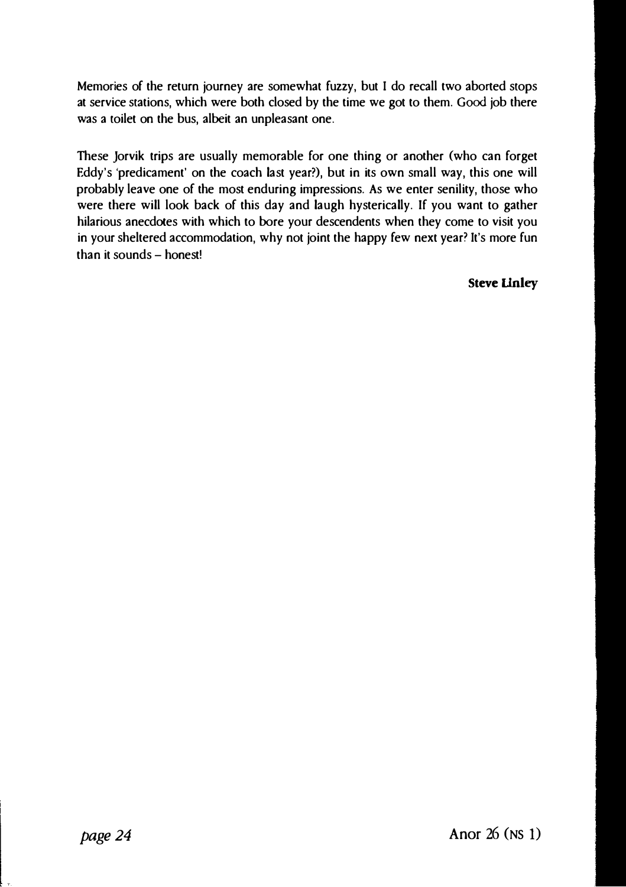Memories of the return journey are somewhat fuzzy, but I do recall two aborted stops at service stations, which were both closed by the time we got to them. Good job there was a toilet on the bus, albeit an unpleasant one.

These Jorvik trips are usually memorable for one thing or another (who can forget Eddy's 'predicament' on the coach last year?), but in its own small way, this one will probably leave one of the most enduring impressions. As we enter senility, those who were there will look back of this day and laugh hysterically. If you want to gather hilarious anecdotes with which to bore your descendents when they come to visit you in your sheltered accommodation, why not joint the happy few next year? It's more fun than it sounds – honest!

**Steve Linley**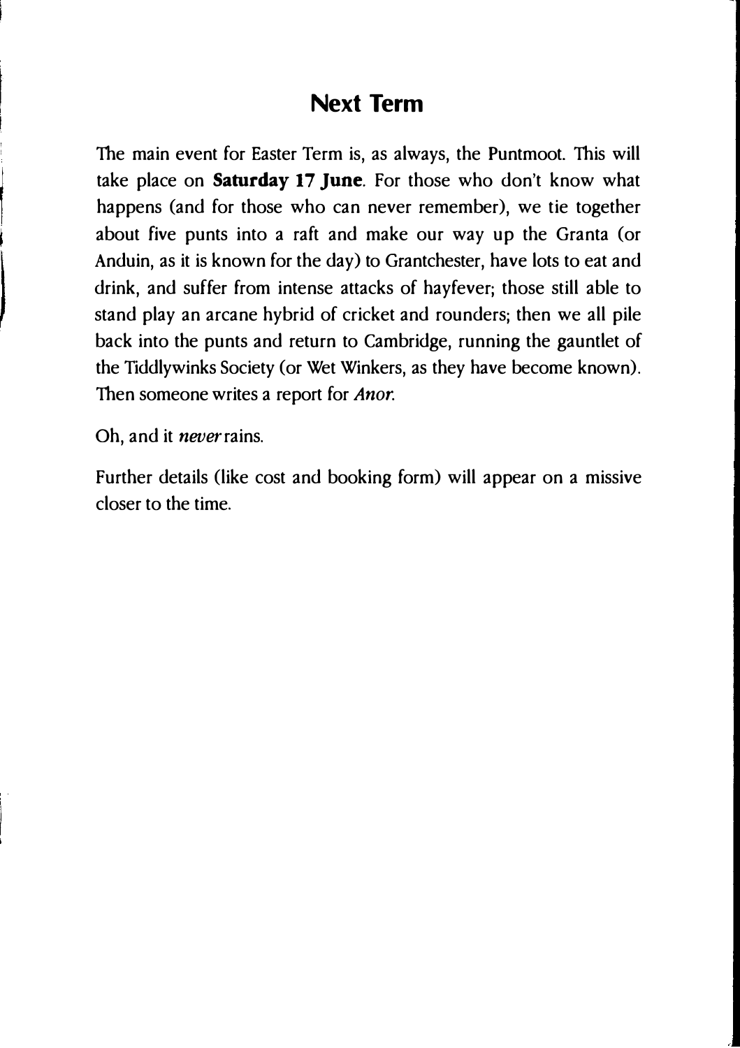## Next Term

The main event for Easter Term is, as always, the Puntmoot. This will take place on **Saturday 17 June**. For those who don't know what happens (and for those who can never remember), we tie together about five punts into a raft and make our way up the Granta (or Anduin, as it is known for the day) to Grantchester, have lots to eat and drink, and suffer from intense attacks of hayfever; those still able to stand play an arcane hybrid of cricket and rounders; then we all pile back into the punts and return to Cambridge, running the gauntlet of the Tiddlywinks Society (or Wet Winkers, as they have become known). Then someone writes a report for *Anor*.

Oh, and it *never* rains.

Further details (like cost and booking form) will appear on a missive closer to the time.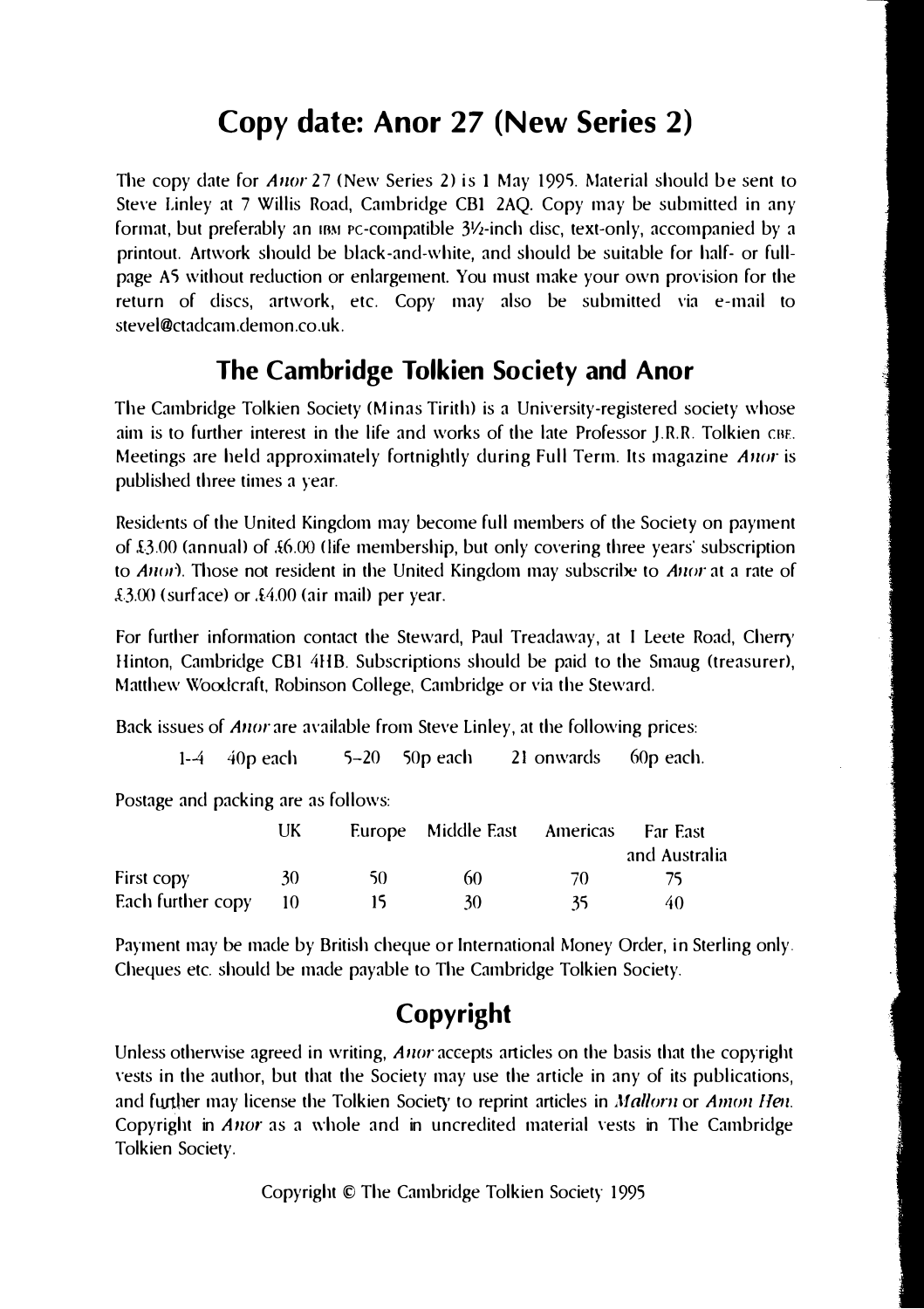## Copy date: Anor 27 (New Series 2)

The copy date for *Anor* 27 (New Series 2) is 1 May 1995. Material should be sent to Steve Linley at 7 Willis Road, Cambridge CB1 2AQ. Copy may be submitted in any format, but preferably an IBM PC-compatible 3½-inch disc, text-only, accompanied by a printout. Artwork should be black-and-white, and should be suitable for half- or full-page A5 without reduction or enlargement. You must make your own provision for the return of discs, artwork, etc. Copy may also be submitted via e-mail to stevel@ctadcam.demon.co.uk.

## The Cambridge Tolkien Society and Anor

The Cambridge Tolkien Society (Minas Tirith) is a University-registered society whose aim is to further interest in the life and works of the late Professor J.R.R. Tolkien CBE. Meetings are held approximately fortnightly during Full Term. Its magazine *Anor* is published three times a year.

Residents of the United Kingdom may become full members of the Society on payment of £3.00 (annual) of £6.00 (life membership, but only covering three years' subscription to *Anor*). Those not resident in the United Kingdom may subscribe to *Anor* at a rate of £3.00 (surface) or £4.00 (air mail) per year.

For further information contact the Steward, Paul Treadaway, at 1 Leete Road, Cherry Hinton, Cambridge CB1 4HB. Subscriptions should be paid to the Smaug (treasurer), Matthew Woodcraft, Robinson College, Cambridge or via the Steward.

Back issues of *Anor* are available from Steve Linley, at the following prices:

| | | | | | |
|---|---|---|---|---|---|
| 1–4 | 40p each | 5–20 | 50p each | 21 onwards | 60p each. |

Postage and packing are as follows:

| | UK | Europe | Middle East | Americas | Far East and Australia |
|---|---|---|---|---|---|
| First copy | 30 | 50 | 60 | 70 | 75 |
| Each further copy | 10 | 15 | 30 | 35 | 40 |

Payment may be made by British cheque or International Money Order, in Sterling only. Cheques etc. should be made payable to The Cambridge Tolkien Society.

## Copyright

Unless otherwise agreed in writing, *Anor* accepts articles on the basis that the copyright vests in the author, but that the Society may use the article in any of its publications, and further may license the Tolkien Society to reprint articles in *Mallorn* or *Amon Hen*. Copyright in *Anor* as a whole and in uncredited material vests in The Cambridge Tolkien Society.

Copyright © The Cambridge Tolkien Society 1995